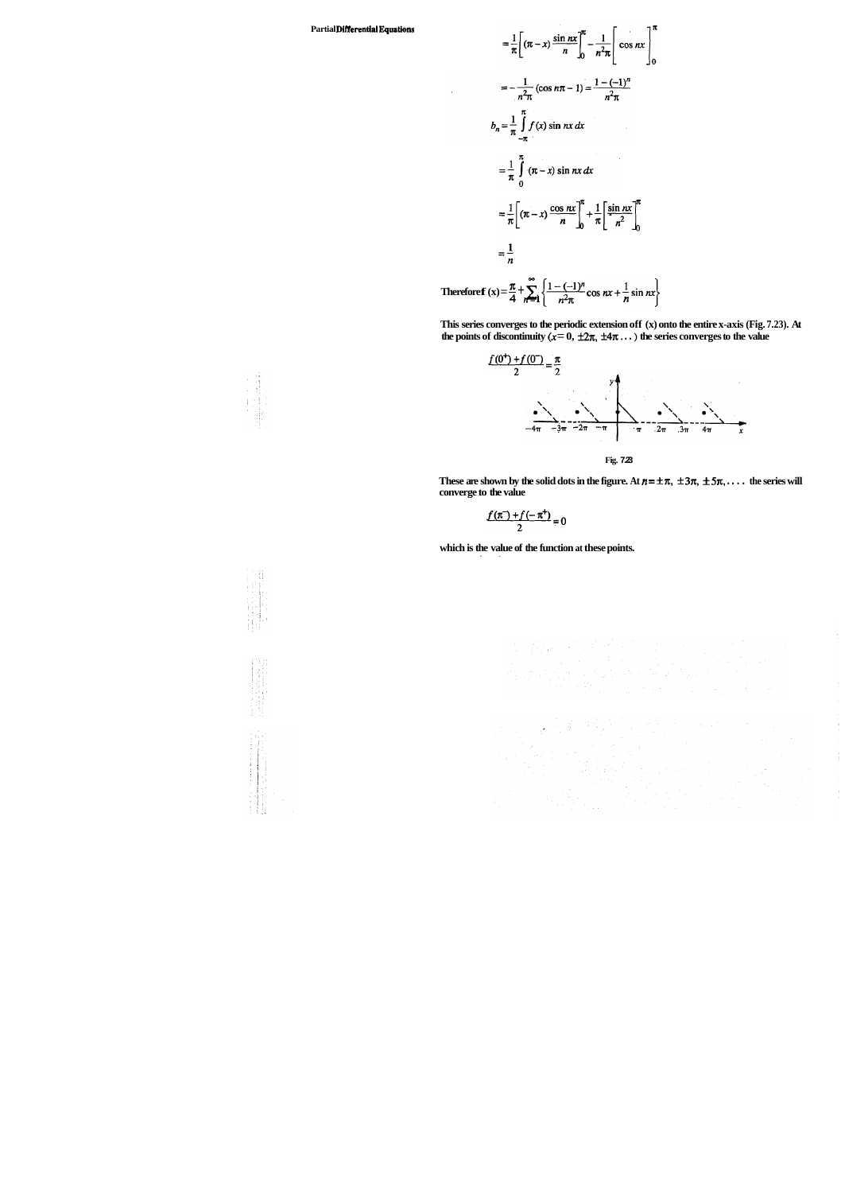$$= \frac{1}{\pi}\left[(\pi - x)\frac{\sin nx}{n}\right]_0^{\pi} - \frac{1}{n^2\pi}\left[\cos nx\right]_0^{\pi}$$

$$= -\frac{1}{n^2\pi}(\cos n\pi - 1) = \frac{1-(-1)^n}{n^2\pi}$$

$$b_n = \frac{1}{\pi}\int_{-\pi}^{\pi} f(x)\sin nx\, dx$$

$$= \frac{1}{\pi}\int_0^{\pi} (\pi - x)\sin nx\, dx$$

$$= \frac{1}{\pi}\left[(\pi - x)\frac{\cos nx}{n}\right]_0^{\pi} + \frac{1}{\pi}\left[\frac{\sin nx}{n^2}\right]_0^{\pi}$$

$$= \frac{1}{n}$$

Therefore $f(x) = \dfrac{\pi}{4} + \displaystyle\sum_{n=1}^{\infty}\left\{\frac{1-(-1)^n}{n^2\pi}\cos nx + \frac{1}{n}\sin nx\right\}$

This series converges to the periodic extension of $f(x)$ onto the entire x-axis (Fig. 7.23). At the points of discontinuity ($x = 0, \pm 2\pi, \pm 4\pi \ldots$) the series converges to the value

$$\frac{f(0^+) + f(0^-)}{2} = \frac{\pi}{2}$$

Fig. 7.23

These are shown by the solid dots in the figure. At $n = \pm\pi, \pm 3\pi, \pm 5\pi, \ldots$ the series will converge to the value

$$\frac{f(\pi^-) + f(-\pi^+)}{2} = 0$$

which is the value of the function at these points.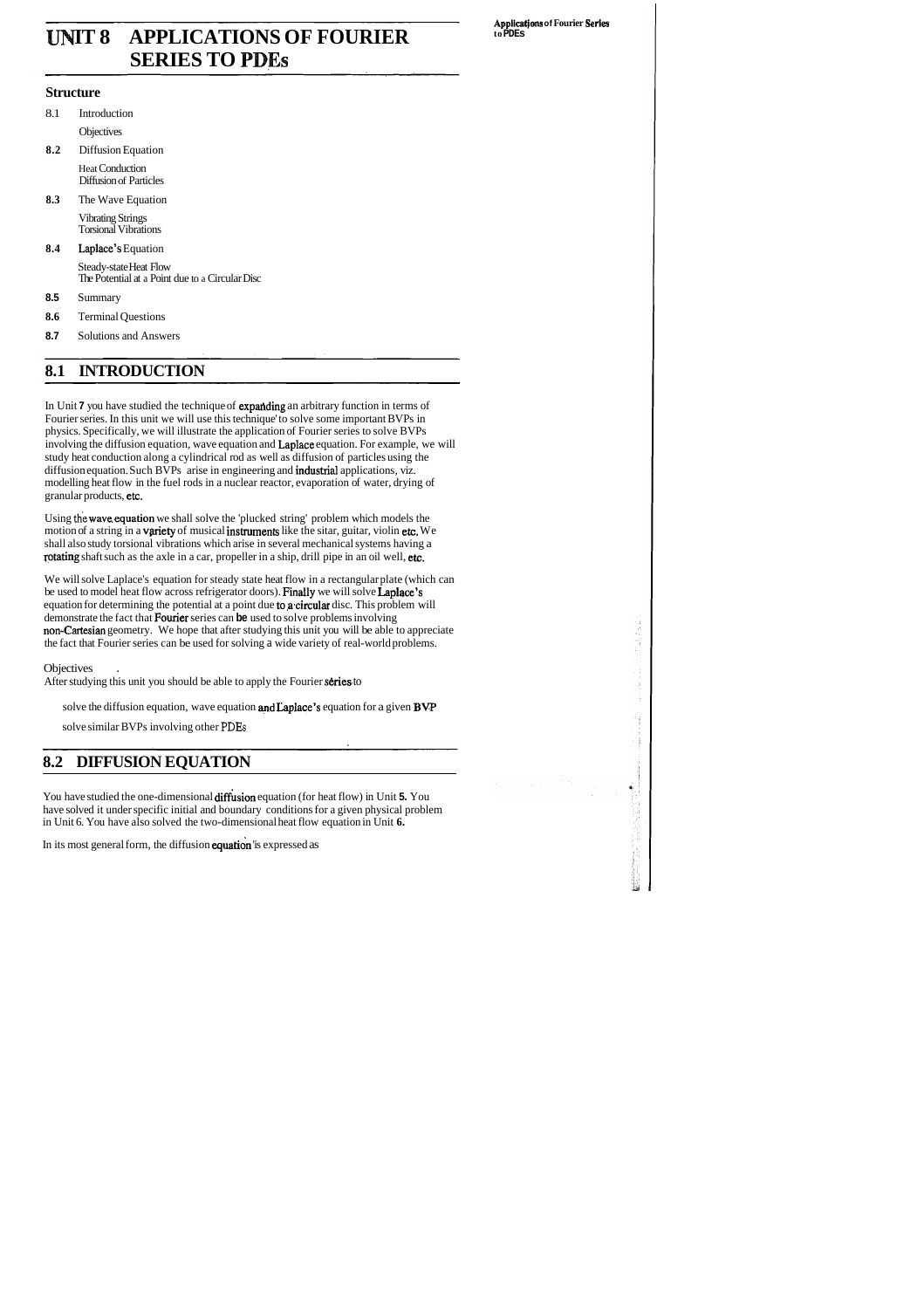# UNIT 8 APPLICATIONS OF FOURIER SERIES TO PDEs

## Structure

8.1 Introduction

Objectives

**8.2** Diffusion Equation

Heat Conduction
Diffusion of Particles

**8.3** The Wave Equation

Vibrating Strings
Torsional Vibrations

**8.4** Laplace's Equation

Steady-state Heat Flow
The Potential at a Point due to a Circular Disc

**8.5** Summary

**8.6** Terminal Questions

**8.7** Solutions and Answers

## 8.1 INTRODUCTION

In Unit **7** you have studied the technique of expanding an arbitrary function in terms of Fourier series. In this unit we will use this technique to solve some important BVPs in physics. Specifically, we will illustrate the application of Fourier series to solve BVPs involving the diffusion equation, wave equation and Laplace equation. For example, we will study heat conduction along a cylindrical rod as well as diffusion of particles using the diffusion equation. Such BVPs arise in engineering and industrial applications, viz. modelling heat flow in the fuel rods in a nuclear reactor, evaporation of water, drying of granular products, etc.

Using the wave equation we shall solve the 'plucked string' problem which models the motion of a string in a variety of musical instruments like the sitar, guitar, violin etc. We shall also study torsional vibrations which arise in several mechanical systems having a rotating shaft such as the axle in a car, propeller in a ship, drill pipe in an oil well, etc.

We will solve Laplace's equation for steady state heat flow in a rectangular plate (which can be used to model heat flow across refrigerator doors). Finally we will solve Laplace's equation for determining the potential at a point due to a circular disc. This problem will demonstrate the fact that Fourier series can be used to solve problems involving non-Cartesian geometry. We hope that after studying this unit you will be able to appreciate the fact that Fourier series can be used for solving a wide variety of real-world problems.

### Objectives

After studying this unit you should be able to apply the Fourier series to

- solve the diffusion equation, wave equation and Laplace's equation for a given BVP
- solve similar BVPs involving other PDEs

## 8.2 DIFFUSION EQUATION

You have studied the one-dimensional diffusion equation (for heat flow) in Unit **5.** You have solved it under specific initial and boundary conditions for a given physical problem in Unit 6. You have also solved the two-dimensional heat flow equation in Unit **6.**

In its most general form, the diffusion equation is expressed as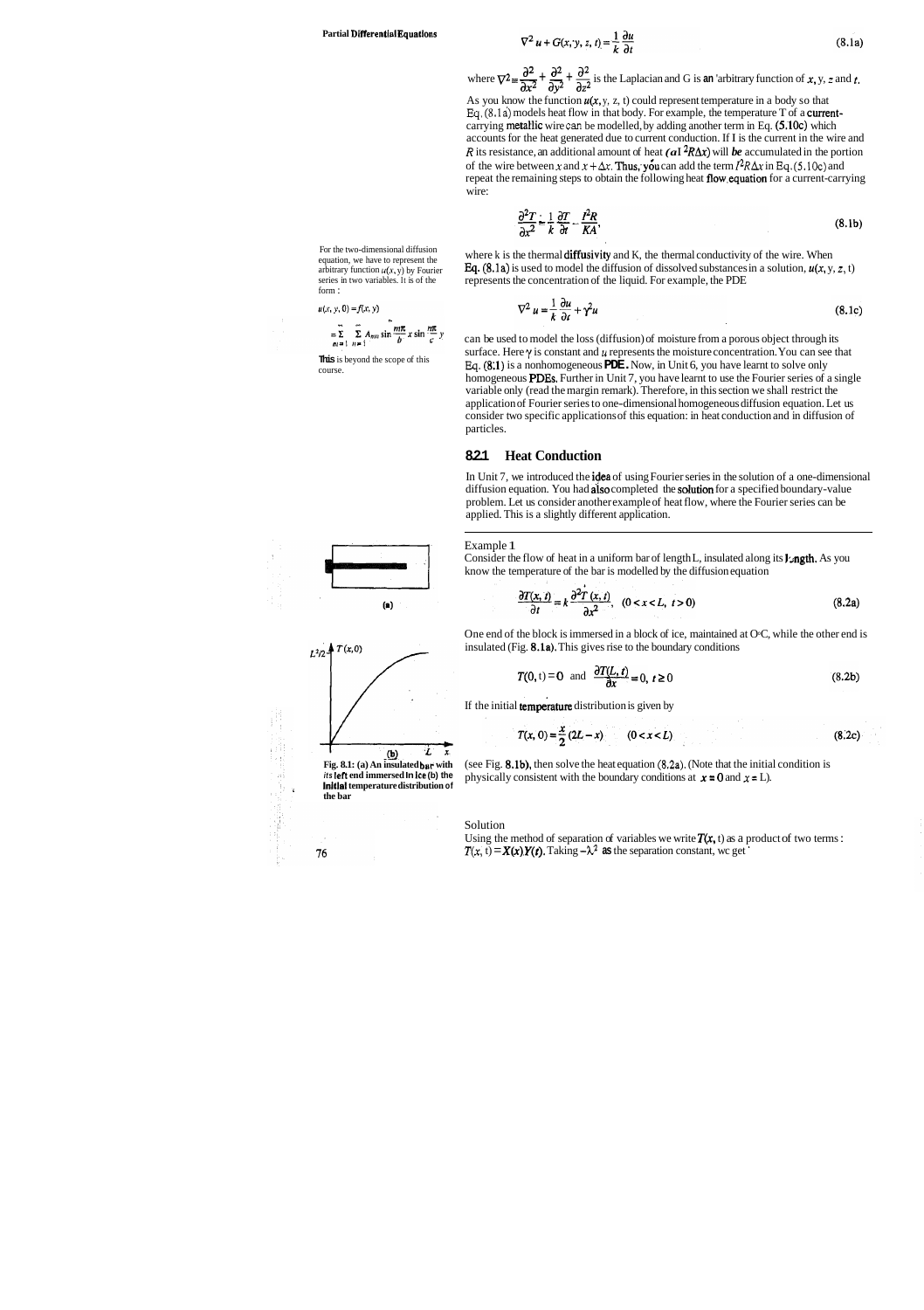$$\nabla^2 u + G(x, y, z, t) = \frac{1}{k}\frac{\partial u}{\partial t} \tag{8.1a}$$

where $\nabla^2 \equiv \frac{\partial^2}{\partial x^2} + \frac{\partial^2}{\partial y^2} + \frac{\partial^2}{\partial z^2}$ is the Laplacian and G is an arbitrary function of $x$, y, $z$ and $t$.

As you know the function $u(x, y, z, t)$ could represent temperature in a body so that Eq. (8.1a) models heat flow in that body. For example, the temperature T of a current-carrying metallic wire can be modelled, by adding another term in Eq. (5.10c) which accounts for the heat generated due to current conduction. If I is the current in the wire and $R$ its resistance, an additional amount of heat $(\alpha I^2 R\Delta x)$ will be accumulated in the portion of the wire between $x$ and $x + \Delta x$. Thus, you can add the term $I^2 R\Delta x$ in Eq. (5.10c) and repeat the remaining steps to obtain the following heat flow equation for a current-carrying wire:

$$\frac{\partial^2 T}{\partial x^2} = \frac{1}{k}\frac{\partial T}{\partial t} - \frac{I^2 R}{KA}, \tag{8.1b}$$

where k is the thermal diffusivity and K, the thermal conductivity of the wire. When Eq. (8.1a) is used to model the diffusion of dissolved substances in a solution, $u(x, y, z, t)$ represents the concentration of the liquid. For example, the PDE

$$\nabla^2 u = \frac{1}{k}\frac{\partial u}{\partial t} + \gamma^2 u \tag{8.1c}$$

can be used to model the loss (diffusion) of moisture from a porous object through its surface. Here $\gamma$ is constant and $u$ represents the moisture concentration. You can see that Eq. (8.1) is a nonhomogeneous **PDE**. Now, in Unit 6, you have learnt to solve only homogeneous PDEs. Further in Unit 7, you have learnt to use the Fourier series of a single variable only (read the margin remark). Therefore, in this section we shall restrict the application of Fourier series to one-dimensional homogeneous diffusion equation. Let us consider two specific applications of this equation: in heat conduction and in diffusion of particles.

For the two-dimensional diffusion equation, we have to represent the arbitrary function $u(x, y)$ by Fourier series in two variables. It is of the form :

$$u(x, y, 0) = f(x, y) = \sum_{m=1}^{\infty}\sum_{n=1}^{\infty} A_{mn} \sin\frac{m\pi}{b}x \sin\frac{n\pi}{c}y$$

This is beyond the scope of this course.

### 8.2.1 Heat Conduction

In Unit 7, we introduced the idea of using Fourier series in the solution of a one-dimensional diffusion equation. You had also completed the solution for a specified boundary-value problem. Let us consider another example of heat flow, where the Fourier series can be applied. This is a slightly different application.

---

Example 1

Consider the flow of heat in a uniform bar of length L, insulated along its length. As you know the temperature of the bar is modelled by the diffusion equation

$$\frac{\partial T(x,t)}{\partial t} = k\frac{\partial^2 T(x,t)}{\partial x^2}, \quad (0 < x < L,\ t > 0) \tag{8.2a}$$

One end of the block is immersed in a block of ice, maintained at 0°C, while the other end is insulated (Fig. 8.1a). This gives rise to the boundary conditions

$$T(0, t) = 0 \quad \text{and} \quad \frac{\partial T(L,t)}{\partial x} = 0,\ t \geq 0 \tag{8.2b}$$

If the initial temperature distribution is given by

$$T(x, 0) = \frac{x}{2}(2L - x) \qquad (0 < x < L) \tag{8.2c}$$

(see Fig. 8.1b), then solve the heat equation (8.2a). (Note that the initial condition is physically consistent with the boundary conditions at $x = 0$ and $x = L$).

**Fig. 8.1: (a) An insulated bar with its left end immersed in ice (b) the initial temperature distribution of the bar**

Solution

Using the method of separation of variables we write $T(x, t)$ as a product of two terms : $T(x, t) = X(x)Y(t)$. Taking $-\lambda^2$ as the separation constant, we get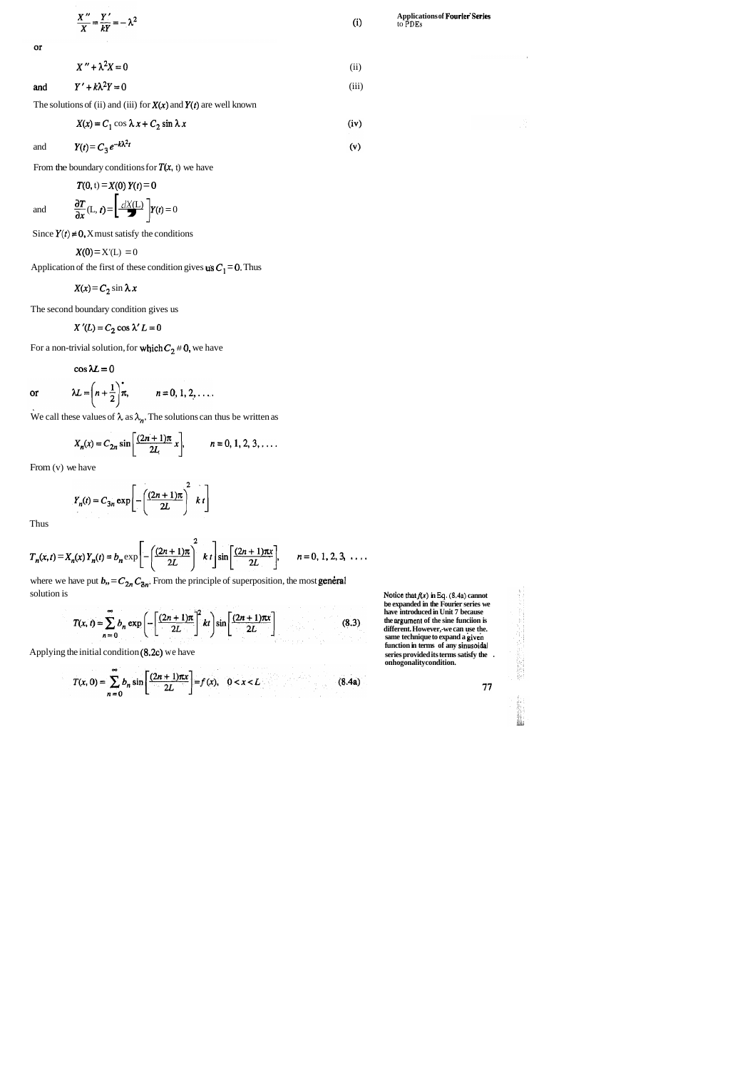$$\frac{X''}{X} = \frac{Y'}{kY} = -\lambda^2 \qquad \text{(i)}$$

or

$$X'' + \lambda^2 X = 0 \qquad \text{(ii)}$$

and

$$Y' + k\lambda^2 Y = 0 \qquad \text{(iii)}$$

The solutions of (ii) and (iii) for $X(x)$ and $Y(t)$ are well known

$$X(x) = C_1 \cos \lambda x + C_2 \sin \lambda x \qquad \text{(iv)}$$

and

$$Y(t) = C_3 e^{-k\lambda^2 t} \qquad \text{(v)}$$

From the boundary conditions for $T(x, t)$ we have

$$T(0, t) = X(0)\,Y(t) = 0$$

and

$$\frac{\partial T}{\partial x}(L, t) = \left[\frac{dX(L)}{dx}\right] Y(t) = 0$$

Since $Y(t) \neq 0$, $X$ must satisfy the conditions

$$X(0) = X'(L) = 0$$

Application of the first of these condition gives us $C_1 = 0$. Thus

$$X(x) = C_2 \sin \lambda x$$

The second boundary condition gives us

$$X'(L) = C_2 \cos \lambda' L = 0$$

For a non-trivial solution, for which $C_2 \neq 0$, we have

$$\cos \lambda L = 0$$

or

$$\lambda L = \left(n + \frac{1}{2}\right)\pi, \qquad n = 0, 1, 2, \ldots.$$

We call these values of $\lambda$ as $\lambda_n$. The solutions can thus be written as

$$X_n(x) = C_{2n} \sin\left[\frac{(2n+1)\pi}{2L} x\right], \qquad n = 0, 1, 2, 3, \ldots.$$

From (v) we have

$$Y_n(t) = C_{3n} \exp\left[-\left(\frac{(2n+1)\pi}{2L}\right)^2 k\,t\right]$$

Thus

$$T_n(x, t) = X_n(x)\,Y_n(t) = b_n \exp\left[-\left(\frac{(2n+1)\pi}{2L}\right)^2 k\,t\right] \sin\left[\frac{(2n+1)\pi x}{2L}\right], \qquad n = 0, 1, 2, 3, \ldots$$

where we have put $b_n = C_{2n} C_{3n}$. From the principle of superposition, the most general solution is

$$T(x, t) = \sum_{n=0}^{\infty} b_n \exp\left(-\left[\frac{(2n+1)\pi}{2L}\right]^2 kt\right) \sin\left[\frac{(2n+1)\pi x}{2L}\right] \qquad (8.3)$$

Applying the initial condition (8.2c) we have

$$T(x, 0) = \sum_{n=0}^{\infty} b_n \sin\left[\frac{(2n+1)\pi x}{2L}\right] = f(x), \quad 0 < x < L \qquad (8.4a)$$

**Notice that $f(x)$ in Eq. (8.4a) cannot be expanded in the Fourier series we have introduced in Unit 7 because the argument of the sine function is different. However, we can use the same technique to expand a given function in terms of any sinusoidal series provided its terms satisfy the orthogonality condition.**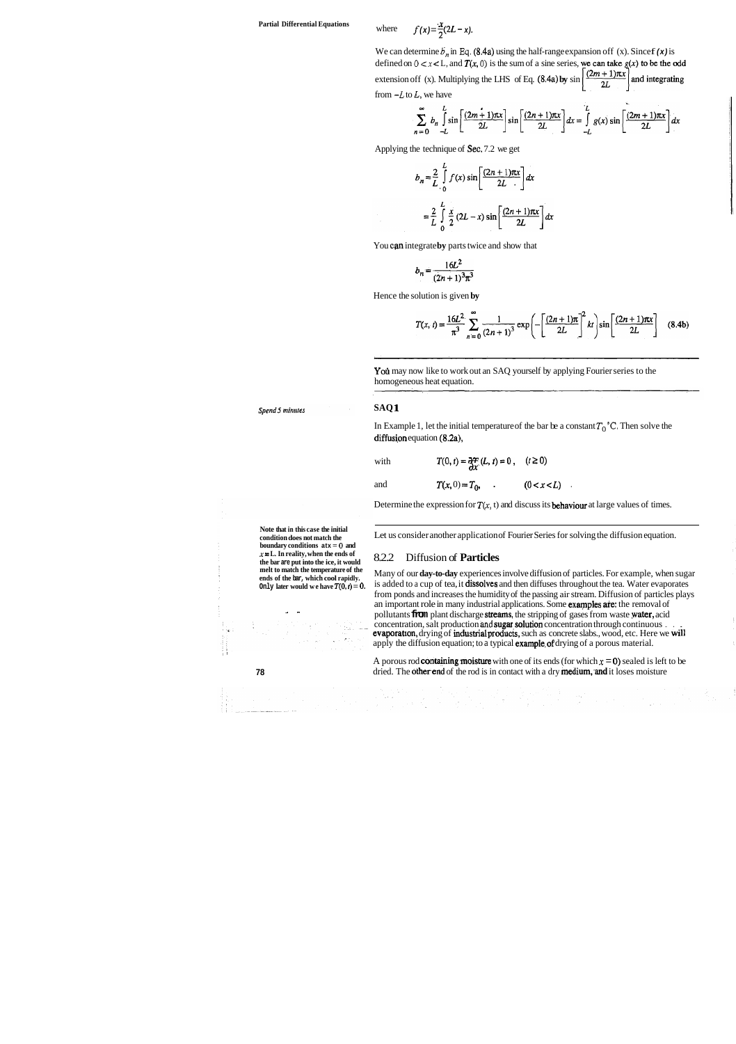where $$f(x) = \frac{x}{2}(2L - x).$$

We can determine $b_n$ in Eq. (8.4a) using the half-range expansion off (x). Since $f(x)$ is defined on $0 < x < L$, and $T(x, 0)$ is the sum of a sine series, we can take $g(x)$ to be the odd extension off (x). Multiplying the LHS of Eq. (8.4a) by $\sin\left[\frac{(2m+1)\pi x}{2L}\right]$ and integrating from $-L$ to $L$, we have

$$\sum_{n=0}^{\infty} b_n \int_{-L}^{L} \sin\left[\frac{(2m+1)\pi x}{2L}\right] \sin\left[\frac{(2n+1)\pi x}{2L}\right] dx = \int_{-L}^{L} g(x) \sin\left[\frac{(2m+1)\pi x}{2L}\right] dx$$

Applying the technique of Sec. 7.2 we get

$$b_n = \frac{2}{L} \int_0^L f(x) \sin\left[\frac{(2n+1)\pi x}{2L}\right] dx$$

$$= \frac{2}{L} \int_0^L \frac{x}{2}(2L - x) \sin\left[\frac{(2n+1)\pi x}{2L}\right] dx$$

You can integrate by parts twice and show that

$$b_n = \frac{16L^2}{(2n+1)^3 \pi^3}$$

Hence the solution is given by

$$T(x, t) = \frac{16L^2}{\pi^3} \sum_{n=0}^{\infty} \frac{1}{(2n+1)^3} \exp\left(-\left[\frac{(2n+1)\pi}{2L}\right]^2 kt\right) \sin\left[\frac{(2n+1)\pi x}{2L}\right] \quad (8.4b)$$

You may now like to work out an SAQ yourself by applying Fourier series to the homogeneous heat equation.

*Spend 5 minutes*

**SAQ 1**

In Example 1, let the initial temperature of the bar be a constant $T_0$ °C. Then solve the diffusion equation (8.2a),

with $\quad T(0, t) = \frac{\partial T}{\partial x}(L, t) = 0, \quad (t \geq 0)$

and $\quad T(x, 0) = T_0, \quad (0 < x < L)$

Determine the expression for $T(x, t)$ and discuss its behaviour at large values of times.

**Note that in this case the initial condition does not match the boundary conditions at $x = 0$ and $x = L$. In reality, when the ends of the bar are put into the ice, it would melt to match the temperature of the ends of the bar, which cool rapidly. Only later would we have $T(0, t) = 0$.**

Let us consider another application of Fourier Series for solving the diffusion equation.

### 8.2.2 Diffusion of Particles

Many of our day-to-day experiences involve diffusion of particles. For example, when sugar is added to a cup of tea, it dissolves and then diffuses throughout the tea. Water evaporates from ponds and increases the humidity of the passing air stream. Diffusion of particles plays an important role in many industrial applications. Some examples are: the removal of pollutants from plant discharge streams, the stripping of gases from waste water, acid concentration, salt production and sugar solution concentration through continuous evaporation, drying of industrial products, such as concrete slabs, wood, etc. Here we will apply the diffusion equation; to a typical example of drying of a porous material.

A porous rod containing moisture with one of its ends (for which $x = 0$) sealed is left to be dried. The other end of the rod is in contact with a dry medium, and it loses moisture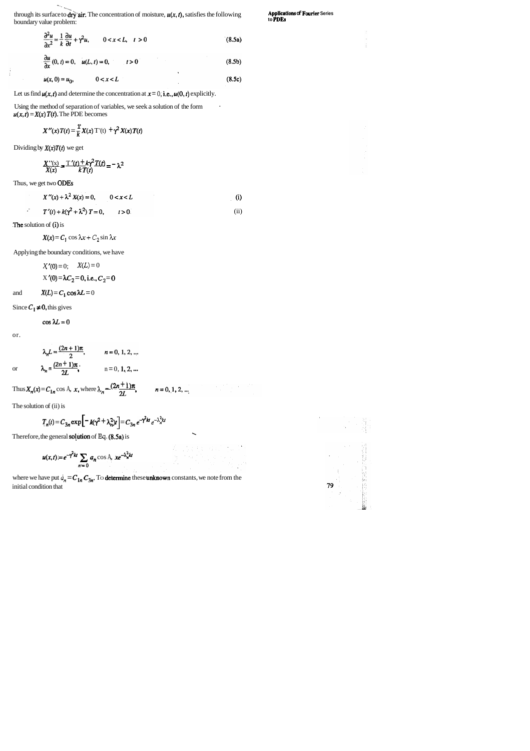through its surface to dry air. The concentration of moisture, $u(x, t)$, satisfies the following boundary value problem:

$$\frac{\partial^2 u}{\partial x^2} = \frac{1}{k}\frac{\partial u}{\partial t} + \gamma^2 u, \qquad 0 < x < L, \quad t > 0 \tag{8.5a}$$

$$\frac{\partial u}{\partial x}(0, t) = 0, \quad u(L, t) = 0, \qquad t > 0 \tag{8.5b}$$

$$u(x, 0) = u_0, \qquad 0 < x < L \tag{8.5c}$$

Let us find $u(x, t)$ and determine the concentration at $x = 0$, i.e., $u(0, t)$ explicitly.

Using the method of separation of variables, we seek a solution of the form $u(x, t) = X(x)\,T(t)$. The PDE becomes

$$X''(x)T(t) = \frac{1}{k}X(x)\,T'(t) + \gamma^2 X(x)T(t)$$

Dividing by $X(x)T(t)$ we get

$$\frac{X''(x)}{X(x)} = \frac{T'(t) + k\gamma^2 T(t)}{kT(t)} = -\lambda^2$$

Thus, we get two ODEs

$$X''(x) + \lambda^2 X(x) = 0, \qquad 0 < x < L \tag{i}$$

$$T'(t) + k(\gamma^2 + \lambda^2)\,T = 0, \qquad t > 0 \tag{ii}$$

The solution of (i) is

$$X(x) = C_1 \cos \lambda x + C_2 \sin \lambda x$$

Applying the boundary conditions, we have

$$X'(0) = 0; \quad X(L) = 0$$

$$X'(0) = \lambda C_2 = 0, \text{ i.e., } C_2 = 0$$

and $\qquad X(L) = C_1 \cos \lambda L = 0$

Since $C_1 \neq 0$, this gives

$$\cos \lambda L = 0$$

or

$$\lambda_n L = \frac{(2n+1)\pi}{2}, \qquad n = 0, 1, 2, \ldots$$

or $\qquad \lambda_n = \dfrac{(2n+1)\pi}{2L}, \qquad n = 0, 1, 2, \ldots$

Thus $X_n(x) = C_{1n} \cos \lambda_n x$, where $\lambda_n = \dfrac{(2n+1)\pi}{2L}$, $\quad n = 0, 1, 2, \ldots$

The solution of (ii) is

$$T_n(t) = C_{3n} \exp\left[-k(\gamma^2 + \lambda_n^2)t\right] = C_{3n}\, e^{-\gamma^2 kt} e^{-\lambda_n^2 kt}$$

Therefore, the general solution of Eq. (8.5a) is

$$u(x, t) = e^{-\gamma^2 kt} \sum_{n=0} a_n \cos \lambda_n x\, e^{-\lambda_n^2 kt}$$

where we have put $a_n = C_{1n} C_{3n}$. To determine these unknown constants, we note from the initial condition that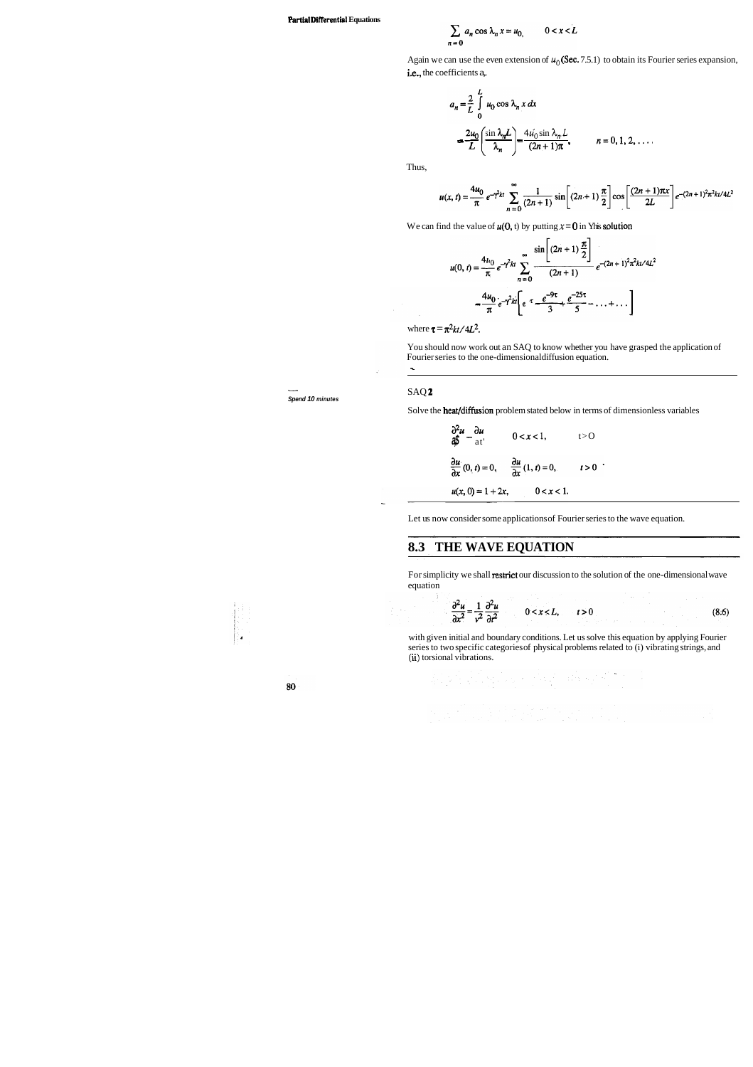$$\sum_{n=0} a_n \cos \lambda_n x = u_0, \qquad 0 < x < L$$

Again we can use the even extension of $u_0$ (Sec. 7.5.1) to obtain its Fourier series expansion, i.e., the coefficients $a_n$.

$$a_n = \frac{2}{L} \int_0^L u_0 \cos \lambda_n x \, dx$$

$$= \frac{2u_0}{L} \left( \frac{\sin \lambda_n L}{\lambda_n} \right) = \frac{4u_0 \sin \lambda_n L}{(2n+1)\pi}, \qquad n = 0, 1, 2, \ldots$$

Thus,

$$u(x, t) = \frac{4u_0}{\pi} e^{-\gamma^2 kt} \sum_{n=0}^{\infty} \frac{1}{(2n+1)} \sin \left[ (2n+1) \frac{\pi}{2} \right] \cos \left[ \frac{(2n+1)\pi x}{2L} \right] e^{-(2n+1)^2 \pi^2 kt / 4L^2}$$

We can find the value of $u(0, t)$ by putting $x = 0$ in this solution

$$u(0, t) = \frac{4u_0}{\pi} e^{-\gamma^2 kt} \sum_{n=0}^{\infty} \frac{\sin \left[ (2n+1) \frac{\pi}{2} \right]}{(2n+1)} e^{-(2n+1)^2 \pi^2 kt / 4L^2}$$

$$= \frac{4u_0}{\pi} e^{-\gamma^2 kt} \left[ e^{-\tau} - \frac{e^{-9\tau}}{3} + \frac{e^{-25\tau}}{5} - \ldots + \ldots \right]$$

where $\tau = \pi^2 kt / 4L^2$.

You should now work out an SAQ to know whether you have grasped the application of Fourier series to the one-dimensional diffusion equation.

---

*Spend 10 minutes*

SAQ 2

Solve the heat/diffusion problem stated below in terms of dimensionless variables

$$\frac{\partial^2 u}{\partial x^2} = \frac{\partial u}{\partial t}, \qquad 0 < x < 1, \qquad t > 0$$

$$\frac{\partial u}{\partial x}(0, t) = 0, \qquad \frac{\partial u}{\partial x}(1, t) = 0, \qquad t > 0$$

$$u(x, 0) = 1 + 2x, \qquad 0 < x < 1.$$

---

Let us now consider some applications of Fourier series to the wave equation.

## 8.3 THE WAVE EQUATION

For simplicity we shall restrict our discussion to the solution of the one-dimensional wave equation

$$\frac{\partial^2 u}{\partial x^2} = \frac{1}{v^2} \frac{\partial^2 u}{\partial t^2} \qquad 0 < x < L, \qquad t > 0 \qquad (8.6)$$

with given initial and boundary conditions. Let us solve this equation by applying Fourier series to two specific categories of physical problems related to (i) vibrating strings, and (ii) torsional vibrations.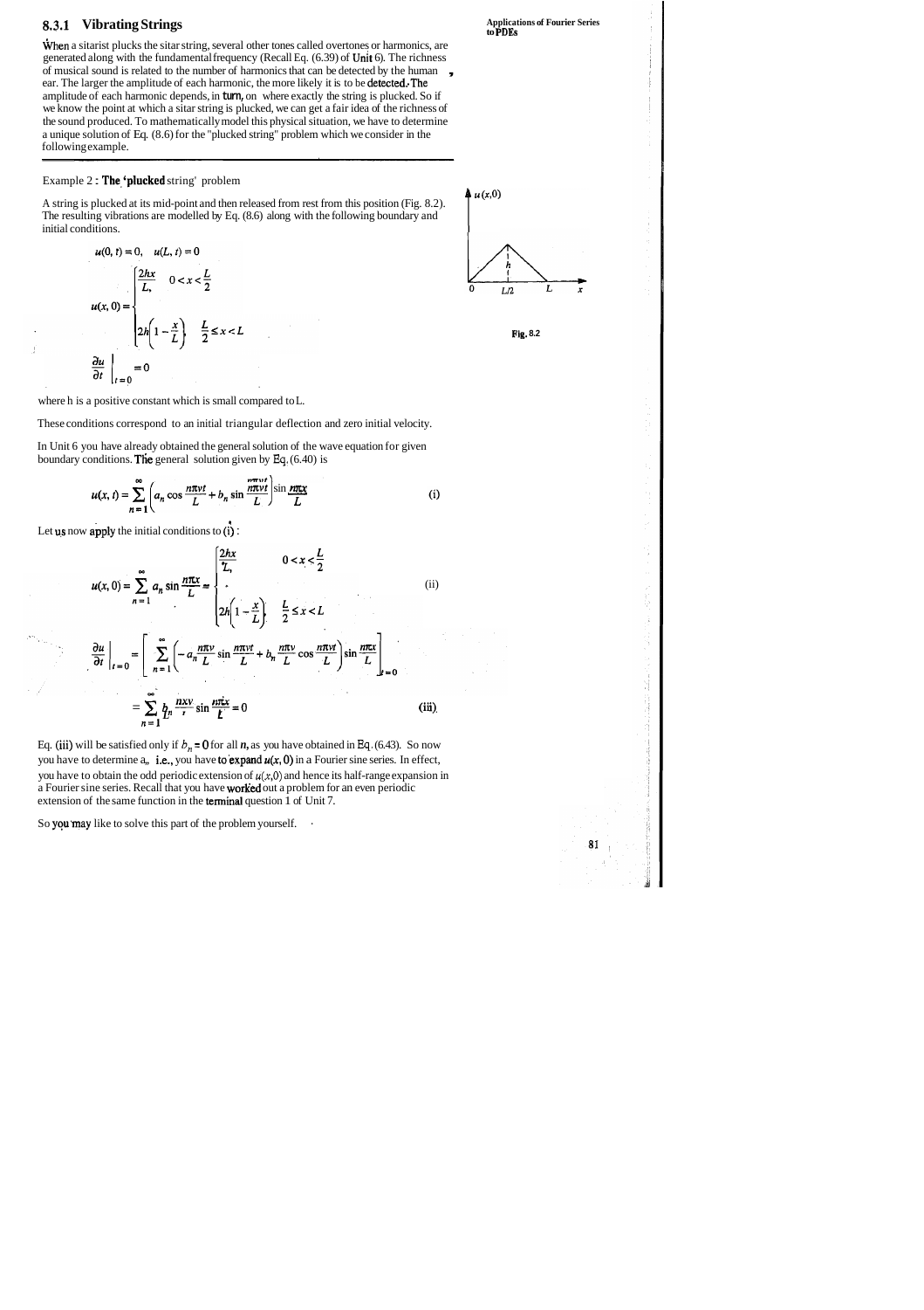### 8.3.1 Vibrating Strings

When a sitarist plucks the sitar string, several other tones called overtones or harmonics, are generated along with the fundamental frequency (Recall Eq. (6.39) of Unit 6). The richness of musical sound is related to the number of harmonics that can be detected by the human ear. The larger the amplitude of each harmonic, the more likely it is to be detected. The amplitude of each harmonic depends, in turn, on where exactly the string is plucked. So if we know the point at which a sitar string is plucked, we can get a fair idea of the richness of the sound produced. To mathematically model this physical situation, we have to determine a unique solution of Eq. (8.6) for the "plucked string" problem which we consider in the following example.

---

Example 2 : The 'plucked string' problem

A string is plucked at its mid-point and then released from rest from this position (Fig. 8.2). The resulting vibrations are modelled by Eq. (8.6) along with the following boundary and initial conditions.

$$u(0, t) = 0, \quad u(L, t) = 0$$

$$u(x, 0) = \begin{cases} \dfrac{2hx}{L}, & 0 < x < \dfrac{L}{2} \\[2ex] 2h\left(1 - \dfrac{x}{L}\right), & \dfrac{L}{2} \le x < L \end{cases}$$

$$\left.\frac{\partial u}{\partial t}\right|_{t=0} = 0$$

Fig. 8.2

where h is a positive constant which is small compared to L.

These conditions correspond to an initial triangular deflection and zero initial velocity.

In Unit 6 you have already obtained the general solution of the wave equation for given boundary conditions. The general solution given by Eq. (6.40) is

$$u(x, t) = \sum_{n=1}^{\infty} \left( a_n \cos \frac{n\pi vt}{L} + b_n \sin \frac{n\pi vt}{L} \right) \sin \frac{n\pi x}{L} \qquad \text{(i)}$$

Let us now apply the initial conditions to (i):

$$u(x, 0) = \sum_{n=1}^{\infty} a_n \sin \frac{n\pi x}{L} = \begin{cases} \dfrac{2hx}{L}, & 0 < x < \dfrac{L}{2} \\[2ex] 2h\left(1 - \dfrac{x}{L}\right), & \dfrac{L}{2} \le x < L \end{cases} \qquad \text{(ii)}$$

$$\left.\frac{\partial u}{\partial t}\right|_{t=0} = \left[ \sum_{n=1}^{\infty} \left( -a_n \frac{n\pi v}{L} \sin \frac{n\pi vt}{L} + b_n \frac{n\pi v}{L} \cos \frac{n\pi vt}{L} \right) \sin \frac{n\pi x}{L} \right]_{t=0}$$

$$= \sum_{n=1}^{\infty} b_n \frac{n\pi v}{L} \sin \frac{n\pi x}{L} = 0 \qquad \text{(iii)}$$

Eq. (iii) will be satisfied only if $b_n = 0$ for all $n$, as you have obtained in Eq. (6.43). So now you have to determine $a_n$, i.e., you have to expand $u(x, 0)$ in a Fourier sine series. In effect, you have to obtain the odd periodic extension of $u(x,0)$ and hence its half-range expansion in a Fourier sine series. Recall that you have worked out a problem for an even periodic extension of the same function in the terminal question 1 of Unit 7.

So you may like to solve this part of the problem yourself.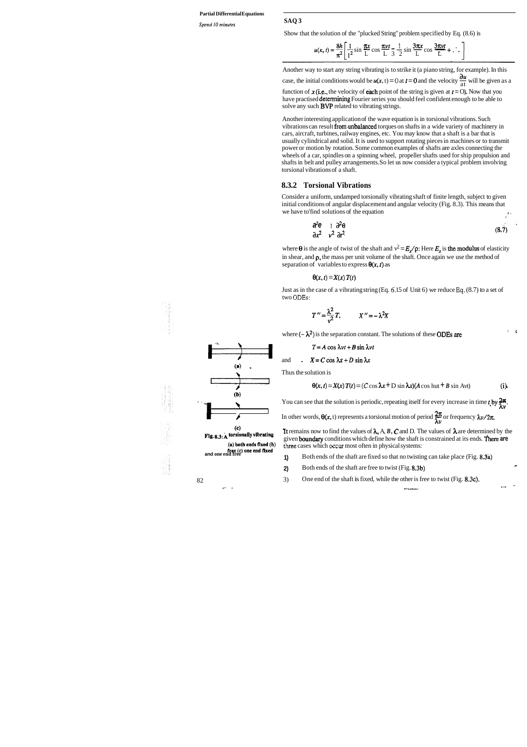Spend 10 minutes

**SAQ 3**

Show that the solution of the "plucked String" problem specified by Eq. (8.6) is

$$u(x,t) = \frac{8h}{\pi^2}\left[\frac{1}{1^2}\sin\frac{\pi x}{L}\cos\frac{\pi v t}{L} - \frac{1}{3^2}\sin\frac{3\pi x}{L}\cos\frac{3\pi v t}{L} + \dots\right]$$

Another way to start any string vibrating is to strike it (a piano string, for example). In this case, the initial conditions would be $u(x, t) = 0$ at $t = 0$ and the velocity $\frac{\partial u}{\partial t}$ will be given as a function of $x$ (i.e., the velocity of each point of the string is given at $t = 0$). Now that you have practised determining Fourier series you should feel confident enough to be able to solve any such BVP related to vibrating strings.

Another interesting application of the wave equation is in torsional vibrations. Such vibrations can result from unbalanced torques on shafts in a wide variety of machinery in cars, aircraft, turbines, railway engines, etc. You may know that a shaft is a bar that is usually cylindrical and solid. It is used to support rotating pieces in machines or to transmit power or motion by rotation. Some common examples of shafts are axles connecting the wheels of a car, spindles on a spinning wheel, propeller shafts used for ship propulsion and shafts in belt and pulley arrangements. So let us now consider a typical problem involving torsional vibrations of a shaft.

### 8.3.2 Torsional Vibrations

Consider a uniform, undamped torsionally vibrating shaft of finite length, subject to given initial conditions of angular displacement and angular velocity (Fig. 8.3). This means that we have to find solutions of the equation

$$\frac{\partial^2 \theta}{\partial x^2} = \frac{1}{v^2}\frac{\partial^2 \theta}{\partial t^2} \tag{8.7}$$

where $\theta$ is the angle of twist of the shaft and $v^2 = E_s/\rho$: Here $E_s$ is the modulus of elasticity in shear, and $\rho$, the mass per unit volume of the shaft. Once again we use the method of separation of variables to express $\theta(x, t)$ as

$$\theta(x,t) = X(x)\,T(t)$$

Just as in the case of a vibrating string (Eq. 6.15 of Unit 6) we reduce Eq. (8.7) to a set of two ODEs:

$$T'' = \frac{\lambda^2}{v^2}T, \qquad X'' = -\lambda^2 X$$

where $(-\lambda^2)$ is the separation constant. The solutions of these ODEs are

$$T = A\cos\lambda v t + B\sin\lambda v t$$

and $\quad X = C\cos\lambda x + D\sin\lambda x$

Thus the solution is

$$\theta(x,t) = X(x)\,T(t) = (C\cos\lambda x + D\sin\lambda x)(A\cos\lambda v t + B\sin\lambda v t) \tag{i}$$

You can see that the solution is periodic, repeating itself for every increase in time $t$ by $\frac{2\pi}{\lambda v}$. In other words, $\theta(x, t)$ represents a torsional motion of period $\frac{2\pi}{\lambda v}$ or frequency $\lambda v/2\pi$.

It remains now to find the values of $\lambda$, $A$, $B$, $C$ and $D$. The values of $\lambda$ are determined by the given boundary conditions which define how the shaft is constrained at its ends. There are three cases which occur most often in physical systems:

1) Both ends of the shaft are fixed so that no twisting can take place (Fig. 8.3a)
2) Both ends of the shaft are free to twist (Fig. 8.3b)
3) One end of the shaft is fixed, while the other is free to twist (Fig. 8.3c).

Fig. 8.3: A torsionally vibrating (a) both ends fixed (b) free (c) one end fixed and one end free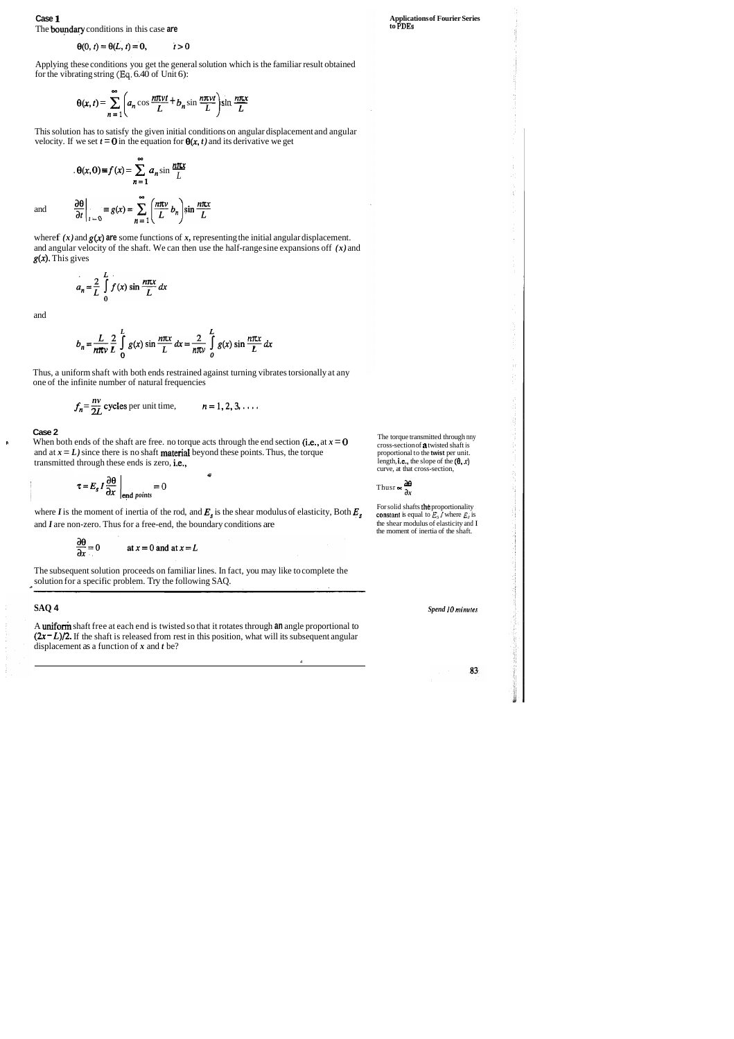### Case 1

The boundary conditions in this case are

$$\theta(0, t) = \theta(L, t) = 0, \qquad t > 0$$

Applying these conditions you get the general solution which is the familiar result obtained for the vibrating string (Eq. 6.40 of Unit 6):

$$\theta(x, t) = \sum_{n=1}^{\infty} \left( a_n \cos \frac{n\pi vt}{L} + b_n \sin \frac{n\pi vt}{L} \right) \sin \frac{n\pi x}{L}$$

This solution has to satisfy the given initial conditions on angular displacement and angular velocity. If we set $t = 0$ in the equation for $\theta(x, t)$ and its derivative we get

$$\theta(x, 0) \equiv f(x) = \sum_{n=1}^{\infty} a_n \sin \frac{n\pi x}{L}$$

and

$$\left.\frac{\partial \theta}{\partial t}\right|_{t=0} \equiv g(x) = \sum_{n=1}^{\infty} \left( \frac{n\pi v}{L} b_n \right) \sin \frac{n\pi x}{L}$$

where $f(x)$ and $g(x)$ are some functions of $x$, representing the initial angular displacement. and angular velocity of the shaft. We can then use the half-range sine expansions of $f(x)$ and $g(x)$. This gives

$$a_n = \frac{2}{L} \int_0^L f(x) \sin \frac{n\pi x}{L} \, dx$$

and

$$b_n = \frac{L}{n\pi v} \frac{2}{L} \int_0^L g(x) \sin \frac{n\pi x}{L} \, dx = \frac{2}{n\pi v} \int_0^L g(x) \sin \frac{n\pi x}{L} \, dx$$

Thus, a uniform shaft with both ends restrained against turning vibrates torsionally at any one of the infinite number of natural frequencies

$$f_n = \frac{nv}{2L} \text{ cycles per unit time}, \qquad n = 1, 2, 3, \ldots$$

### Case 2

When both ends of the shaft are free. no torque acts through the end section (i.e., at $x = 0$ and at $x = L$) since there is no shaft material beyond these points. Thus, the torque transmitted through these ends is zero, i.e.,

$$\tau = E_s I \left.\frac{\partial \theta}{\partial x}\right|_{\text{end points}} = 0$$

where $I$ is the moment of inertia of the rod, and $E_s$ is the shear modulus of elasticity, Both $E_s$ and $I$ are non-zero. Thus for a free-end, the boundary conditions are

$$\frac{\partial \theta}{\partial x} = 0 \qquad \text{at } x = 0 \text{ and at } x = L$$

The torque transmitted through any cross-section of a twisted shaft is proportional to the **twist** per unit. length, i.e., the slope of the $(\theta, x)$ curve, at that cross-section,

Thus $\tau \propto \frac{\partial \theta}{\partial x}$

For solid shafts the proportionality constant is equal to $E_s I$ where $E_s$ is the shear modulus of elasticity and I the moment of inertia of the shaft.

The subsequent solution proceeds on familiar lines. In fact, you may like to complete the solution for a specific problem. Try the following SAQ.

---

**SAQ 4**

*Spend 10 minutes*

A uniform shaft free at each end is twisted so that it rotates through an angle proportional to $(2x - L)/2$. If the shaft is released from rest in this position, what will its subsequent angular displacement as a function of $x$ and $t$ be?

---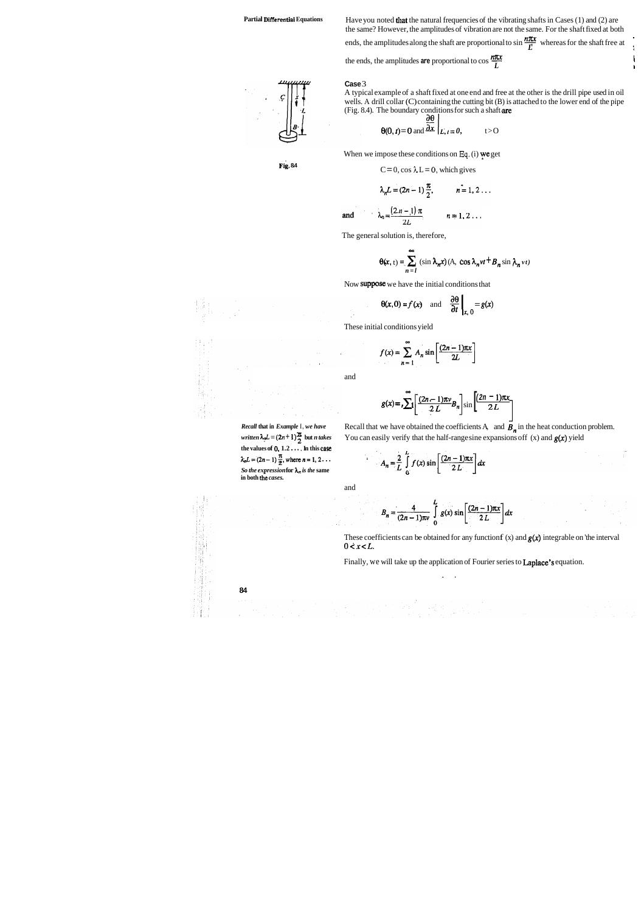Have you noted that the natural frequencies of the vibrating shafts in Cases (1) and (2) are the same? However, the amplitudes of vibration are not the same. For the shaft fixed at both ends, the amplitudes along the shaft are proportional to $\sin \frac{n\pi x}{L}$ whereas for the shaft free at the ends, the amplitudes are proportional to $\cos \frac{n\pi x}{L}$

### Case 3

A typical example of a shaft fixed at one end and free at the other is the drill pipe used in oil wells. A drill collar (C) containing the cutting bit (B) is attached to the lower end of the pipe (Fig. 8.4). The boundary conditions for such a shaft are

$$\theta(0, t) = 0 \text{ and } \left.\frac{\partial \theta}{\partial x}\right|_{L,\, t} = 0, \qquad t > 0$$

Fig. 8.4

When we impose these conditions on Eq. (i) we get

$C = 0$, $\cos \lambda L = 0$, which gives

$$\lambda_n L = (2n-1)\frac{\pi}{2}, \qquad n = 1, 2 \ldots$$

and $$\lambda_n = \frac{(2n-1)\pi}{2L} \qquad n = 1, 2 \ldots$$

The general solution is, therefore,

$$\theta(x, t) = \sum_{n=1}^{\infty} (\sin \lambda_n x)(A_n \cos \lambda_n vt + B_n \sin \lambda_n vt)$$

Now suppose we have the initial conditions that

$$\theta(x, 0) = f(x) \quad \text{and} \quad \left.\frac{\partial \theta}{\partial t}\right|_{x,\, 0} = g(x)$$

These initial conditions yield

$$f(x) = \sum_{n=1}^{\infty} A_n \sin\left[\frac{(2n-1)\pi x}{2L}\right]$$

and

$$g(x) = \sum_{1}^{\infty} \left[\frac{(2n-1)\pi v}{2L} B_n\right] \sin\left[\frac{(2n-1)\pi x}{2L}\right]$$

*Recall that in Example 1, we have written $\lambda_n L = (2n+1)\frac{\pi}{2}$ but n takes the values of 0, 1, 2 . . . . In this case $\lambda_n L = (2n-1)\frac{\pi}{2}$, where n = 1, 2 . . . So the expression for $\lambda_n$ is the same in both the cases.*

Recall that we have obtained the coefficients $A_n$ and $B_n$ in the heat conduction problem. You can easily verify that the half-range sine expansions of $f(x)$ and $g(x)$ yield

$$A_n = \frac{2}{L} \int_0^L f(x) \sin\left[\frac{(2n-1)\pi x}{2L}\right] dx$$

and

$$B_n = \frac{4}{(2n-1)\pi v} \int_0^L g(x) \sin\left[\frac{(2n-1)\pi x}{2L}\right] dx$$

These coefficients can be obtained for any function $f(x)$ and $g(x)$ integrable on the interval $0 < x < L$.

Finally, we will take up the application of Fourier series to Laplace's equation.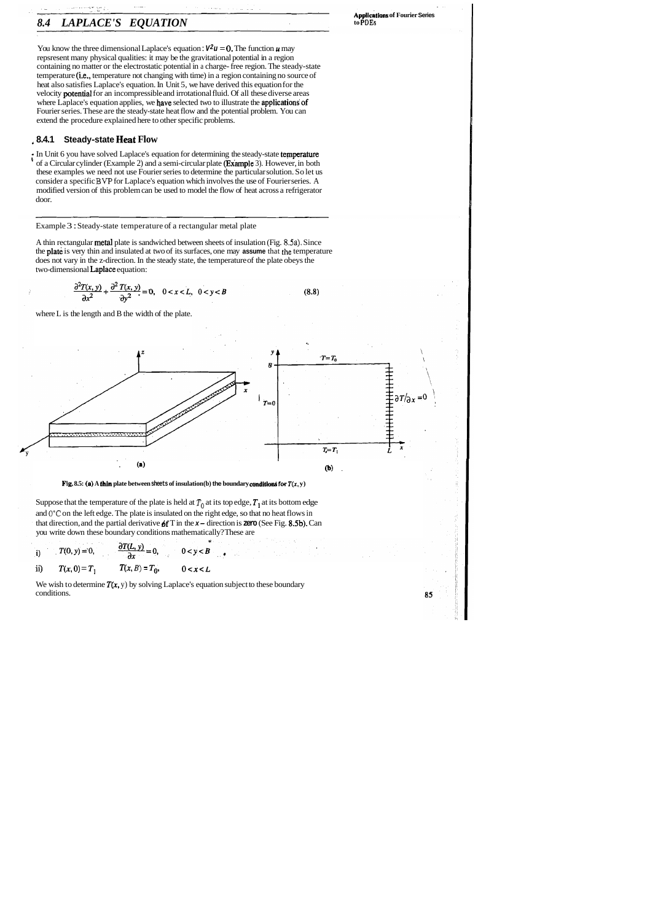## 8.4 LAPLACE'S EQUATION

You know the three dimensional Laplace's equation : $\nabla^2 u = 0$. The function $u$ may repsresent many physical qualities: it may be the gravitational potential in a region containing no matter or the electrostatic potential in a charge- free region. The steady-state temperature (i.e., temperature not changing with time) in a region containing no source of heat also satisfies Laplace's equation. In Unit 5, we have derived this equation for the velocity potential for an incompressible and irrotational fluid. Of all these diverse areas where Laplace's equation applies, we have selected two to illustrate the applications of Fourier series. These are the steady-state heat flow and the potential problem. You can extend the procedure explained here to other specific problems.

### 8.4.1 Steady-state Heat Flow

In Unit 6 you have solved Laplace's equation for determining the steady-state temperature of a Circular cylinder (Example 2) and a semi-circular plate (Example 3). However, in both these examples we need not use Fourier series to determine the particular solution. So let us consider a specific BVP for Laplace's equation which involves the use of Fourier series. A modified version of this problem can be used to model the flow of heat across a refrigerator door.

---

Example 3 : Steady-state temperature of a rectangular metal plate

A thin rectangular metal plate is sandwiched between sheets of insulation (Fig. 8.5a). Since the plate is very thin and insulated at two of its surfaces, one may assume that the temperature does not vary in the z-direction. In the steady state, the temperature of the plate obeys the two-dimensional Laplace equation:

$$\frac{\partial^2 T(x,y)}{\partial x^2} + \frac{\partial^2 T(x,y)}{\partial y^2} = 0, \quad 0 < x < L, \quad 0 < y < B \tag{8.8}$$

where L is the length and B the width of the plate.

**Fig. 8.5: (a) A thin plate between sheets of insulation (b) the boundary conditions for $T(x, y)$**

Suppose that the temperature of the plate is held at $T_0$ at its top edge, $T_1$ at its bottom edge and 0°C on the left edge. The plate is insulated on the right edge, so that no heat flows in that direction, and the partial derivative of T in the $x-$ direction is zero (See Fig. 8.5b). Can you write down these boundary conditions mathematically? These are

i) $T(0, y) = 0, \quad \dfrac{\partial T(L, y)}{\partial x} = 0, \quad 0 < y < B$

ii) $T(x, 0) = T_1 \quad T(x, B) = T_0, \quad 0 < x < L$

We wish to determine $T(x, y)$ by solving Laplace's equation subject to these boundary conditions.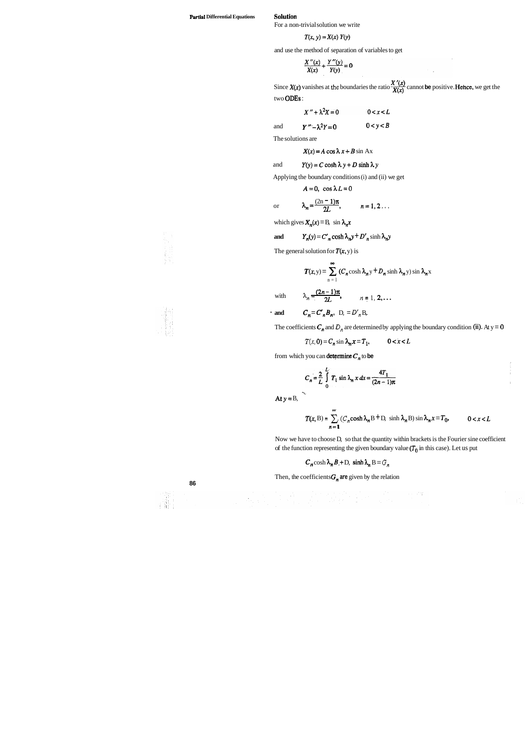**Solution**

For a non-trivial solution we write

$$T(x, y) = X(x)\, Y(y)$$

and use the method of separation of variables to get

$$\frac{X''(x)}{X(x)} + \frac{Y''(y)}{Y(y)} = 0$$

Since $X(x)$ vanishes at the boundaries the ratio $\frac{X'(x)}{X(x)}$ cannot be positive. Hence, we get the two ODEs :

$$X'' + \lambda^2 X = 0 \qquad 0 < x < L$$

and

$$Y'' - \lambda^2 Y = 0 \qquad 0 < y < B$$

The solutions are

$$X(x) = A \cos \lambda x + B \sin \lambda x$$

and

$$Y(y) = C \cosh \lambda y + D \sinh \lambda y$$

Applying the boundary conditions (i) and (ii) we get

$$A = 0, \quad \cos \lambda L = 0$$

or

$$\lambda_n = \frac{(2n-1)\pi}{2L}, \qquad n = 1, 2 \ldots$$

which gives $X_n(x) = B_n \sin \lambda_n x$

**and** $Y_n(y) = C'_n \cosh \lambda_n y + D'_n \sinh \lambda_n y$

The general solution for $T(x, y)$ is

$$T(x, y) = \sum_{n=1}^{\infty} (C_n \cosh \lambda_n y + D_n \sinh \lambda_n y) \sin \lambda_n x$$

with

$$\lambda_n = \frac{(2n-1)\pi}{2L}, \qquad n = 1, 2, \ldots$$

**and** $C_n = C'_n B_n, \quad D_n = D'_n B_n$

The coefficients $C_n$ and $D_n$ are determined by applying the boundary condition (ii). At $y = 0$

$$T(x, 0) = C_n \sin \lambda_n x = T_1, \qquad 0 < x < L$$

from which you can determine $C_n$ to be

$$C_n = \frac{2}{L} \int_0^L T_1 \sin \lambda_n x \, dx = \frac{4T_1}{(2n-1)\pi}$$

At $y = B$,

$$T(x, B) = \sum_{n=1}^{\infty} (C_n \cosh \lambda_n B + D_n \sinh \lambda_n B) \sin \lambda_n x = T_0, \qquad 0 < x < L$$

Now we have to choose $D_n$ so that the quantity within brackets is the Fourier sine coefficient of the function representing the given boundary value ($T_0$ in this case). Let us put

$$C_n \cosh \lambda_n B + D_n \sinh \lambda_n B = G_n$$

Then, the coefficients $G_n$ are given by the relation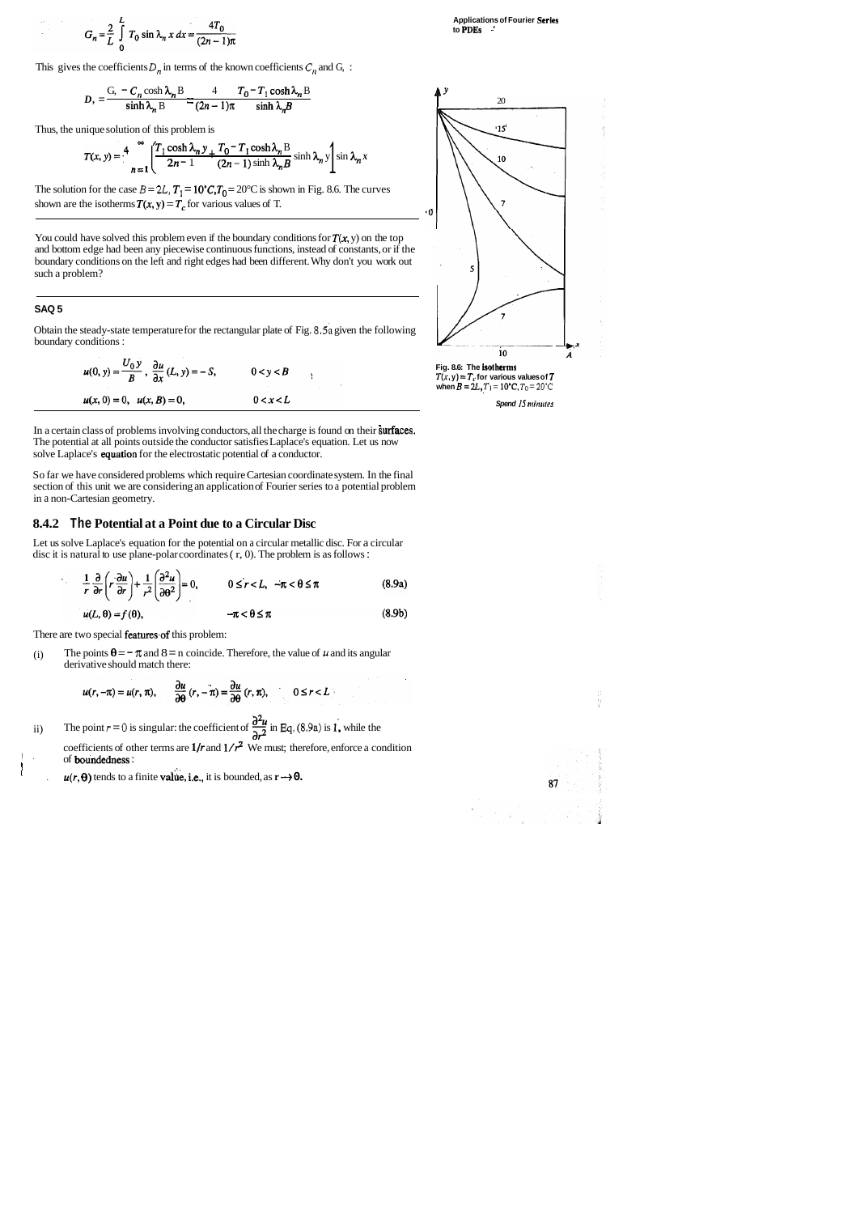$$G_n = \frac{2}{L}\int_0^L T_0 \sin \lambda_n x \, dx = \frac{4T_0}{(2n-1)\pi}$$

This gives the coefficients $D_n$ in terms of the known coefficients $C_n$ and $G_n$:

$$D_n = \frac{G_n - C_n \cosh \lambda_n B}{\sinh \lambda_n B} = \frac{4}{(2n-1)\pi} \frac{T_0 - T_1 \cosh \lambda_n B}{\sinh \lambda_n B}$$

Thus, the unique solution of this problem is

$$T(x, y) = \frac{4}{\pi} \sum_{n=1}^{\infty} \left( \frac{T_1 \cosh \lambda_n y}{2n-1} + \frac{T_0 - T_1 \cosh \lambda_n B}{(2n-1)\sinh \lambda_n B} \sinh \lambda_n y \right) \sin \lambda_n x$$

The solution for the case $B = 2L$, $T_1 = 10°C$, $T_0 = 20°C$ is shown in Fig. 8.6. The curves shown are the isotherms $T(x, y) = T_c$ for various values of T.

Fig. 8.6: The isotherms $T(x, y) = T_c$ for various values of $T$ when $B = 2L$, $T_1 = 10°C$, $T_0 = 20°C$

You could have solved this problem even if the boundary conditions for $T(x, y)$ on the top and bottom edge had been any piecewise continuous functions, instead of constants, or if the boundary conditions on the left and right edges had been different. Why don't you work out such a problem?

### SAQ 5

*Spend 15 minutes*

Obtain the steady-state temperature for the rectangular plate of Fig. 8.5a given the following boundary conditions :

$$u(0, y) = \frac{U_0 y}{B}, \quad \frac{\partial u}{\partial x}(L, y) = -S, \qquad 0 < y < B$$

$$u(x, 0) = 0, \quad u(x, B) = 0, \qquad 0 < x < L$$

In a certain class of problems involving conductors, all the charge is found on their surfaces. The potential at all points outside the conductor satisfies Laplace's equation. Let us now solve Laplace's equation for the electrostatic potential of a conductor.

So far we have considered problems which require Cartesian coordinate system. In the final section of this unit we are considering an application of Fourier series to a potential problem in a non-Cartesian geometry.

## 8.4.2 The Potential at a Point due to a Circular Disc

Let us solve Laplace's equation for the potential on a circular metallic disc. For a circular disc it is natural to use plane-polar coordinates ( r, θ). The problem is as follows :

$$\frac{1}{r}\frac{\partial}{\partial r}\left(r\frac{\partial u}{\partial r}\right) + \frac{1}{r^2}\left(\frac{\partial^2 u}{\partial \theta^2}\right) = 0, \qquad 0 \le r < L, \quad -\pi < \theta \le \pi \qquad (8.9a)$$

$$u(L, \theta) = f(\theta), \qquad -\pi < \theta \le \pi \qquad (8.9b)$$

There are two special features of this problem:

(i) The points $\theta = -\pi$ and $\theta = \pi$ coincide. Therefore, the value of $u$ and its angular derivative should match there:

$$u(r, -\pi) = u(r, \pi), \qquad \frac{\partial u}{\partial \theta}(r, -\pi) = \frac{\partial u}{\partial \theta}(r, \pi), \qquad 0 \le r < L$$

ii) The point $r = 0$ is singular: the coefficient of $\frac{\partial^2 u}{\partial r^2}$ in Eq. (8.9a) is 1, while the coefficients of other terms are $1/r$ and $1/r^2$. We must, therefore, enforce a condition of boundedness :

$u(r, \theta)$ tends to a finite value, i.e., it is bounded, as $r \to 0$.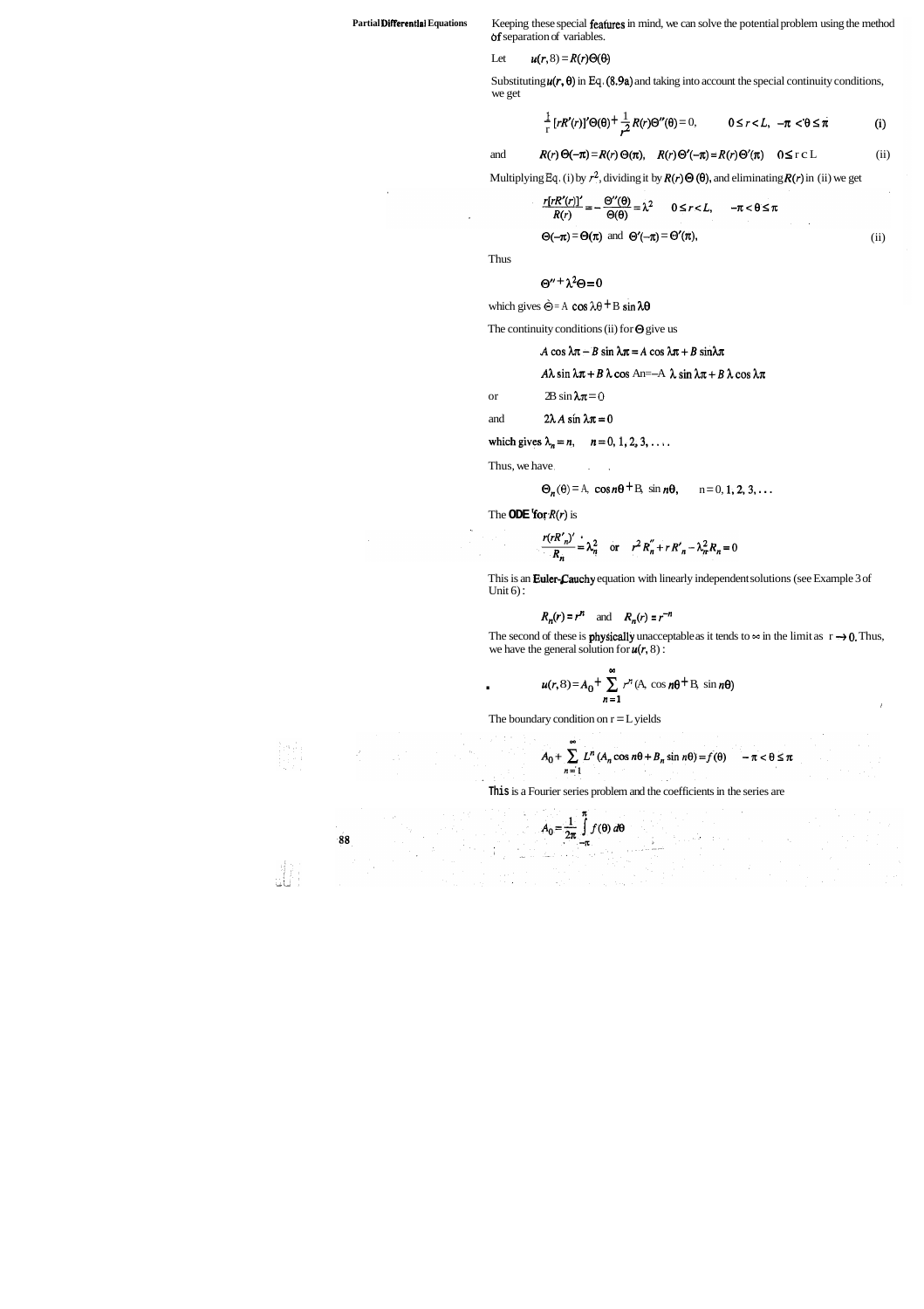Keeping these special features in mind, we can solve the potential problem using the method of separation of variables.

Let $\quad u(r, \theta) = R(r)\Theta(\theta)$

Substituting $u(r, \theta)$ in Eq. (8.9a) and taking into account the special continuity conditions, we get

$$\frac{1}{r}[rR'(r)]'\Theta(\theta) + \frac{1}{r^2}R(r)\Theta''(\theta) = 0, \qquad 0 \le r < L, \; -\pi < \theta \le \pi \qquad \text{(i)}$$

and $\quad R(r)\,\Theta(-\pi) = R(r)\,\Theta(\pi), \quad R(r)\,\Theta'(-\pi) = R(r)\,\Theta'(\pi) \quad 0 \le r < L \qquad \text{(ii)}$

Multiplying Eq. (i) by $r^2$, dividing it by $R(r)\,\Theta(\theta)$, and eliminating $R(r)$ in (ii) we get

$$\frac{r[rR'(r)]'}{R(r)} = -\frac{\Theta''(\theta)}{\Theta(\theta)} = \lambda^2 \qquad 0 \le r < L, \qquad -\pi < \theta \le \pi$$

$$\Theta(-\pi) = \Theta(\pi) \text{ and } \Theta'(-\pi) = \Theta'(\pi), \qquad \text{(ii)}$$

Thus

$$\Theta'' + \lambda^2\Theta = 0$$

which gives $\Theta = A\cos\lambda\theta + B\sin\lambda\theta$

The continuity conditions (ii) for $\Theta$ give us

$$A\cos\lambda\pi - B\sin\lambda\pi = A\cos\lambda\pi + B\sin\lambda\pi$$

$$A\lambda\sin\lambda\pi + B\lambda\cos\lambda\pi = -A\lambda\sin\lambda\pi + B\lambda\cos\lambda\pi$$

or $\qquad 2B\sin\lambda\pi = 0$

and $\qquad 2\lambda A\sin\lambda\pi = 0$

which gives $\lambda_n = n, \quad n = 0, 1, 2, 3, \ldots$

Thus, we have

$$\Theta_n(\theta) = A_n\cos n\theta + B_n\sin n\theta, \qquad n = 0, 1, 2, 3, \ldots$$

The ODE for $R(r)$ is

$$\frac{r(rR'_n)'}{R_n} = \lambda_n^2 \quad \text{or} \quad r^2R''_n + rR'_n - \lambda_n^2R_n = 0$$

This is an Euler-Cauchy equation with linearly independent solutions (see Example 3 of Unit 6):

$$R_n(r) = r^n \quad \text{and} \quad R_n(r) = r^{-n}$$

The second of these is physically unacceptable as it tends to $\infty$ in the limit as $r \to 0$. Thus, we have the general solution for $u(r, \theta)$:

$$u(r, \theta) = A_0 + \sum_{n=1}^{\infty} r^n(A_n\cos n\theta + B_n\sin n\theta)$$

The boundary condition on $r = L$ yields

$$A_0 + \sum_{n=1}^{\infty} L^n(A_n\cos n\theta + B_n\sin n\theta) = f(\theta) \qquad -\pi < \theta \le \pi$$

This is a Fourier series problem and the coefficients in the series are

$$A_0 = \frac{1}{2\pi}\int_{-\pi}^{\pi} f(\theta)\,d\theta$$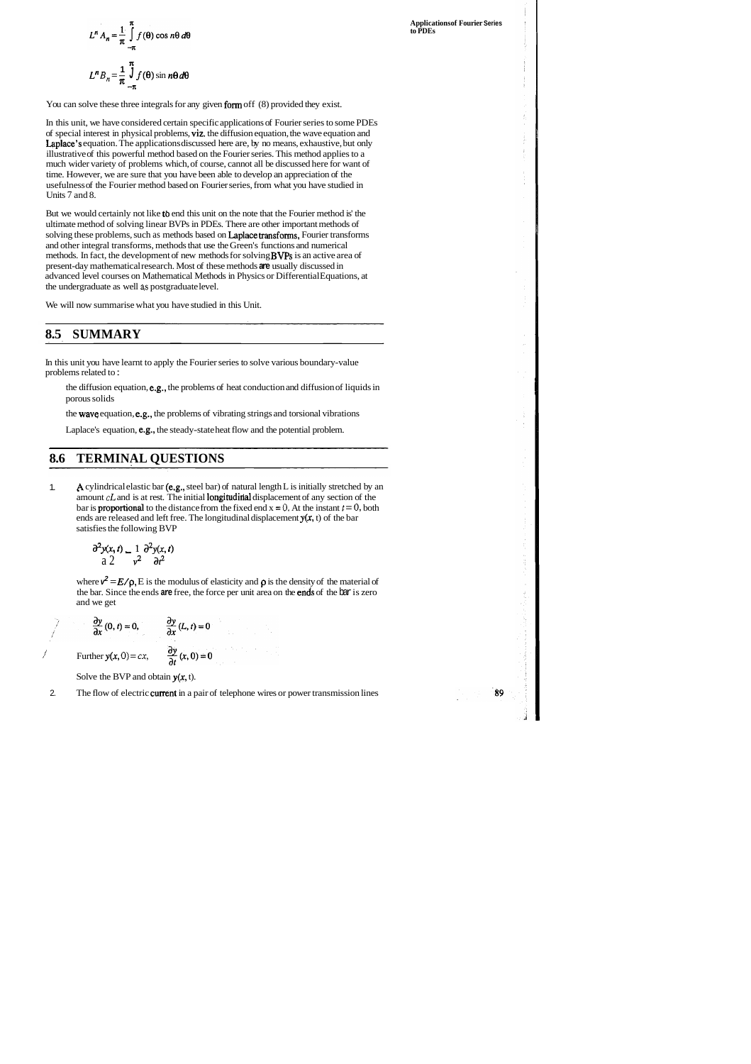$$L^n A_n = \frac{1}{\pi} \int_{-\pi}^{\pi} f(\theta) \cos n\theta \, d\theta$$

$$L^n B_n = \frac{1}{\pi} \int_{-\pi}^{\pi} f(\theta) \sin n\theta \, d\theta$$

You can solve these three integrals for any given form off (8) provided they exist.

In this unit, we have considered certain specific applications of Fourier series to some PDEs of special interest in physical problems, viz. the diffusion equation, the wave equation and Laplace's equation. The applications discussed here are, by no means, exhaustive, but only illustrative of this powerful method based on the Fourier series. This method applies to a much wider variety of problems which, of course, cannot all be discussed here for want of time. However, we are sure that you have been able to develop an appreciation of the usefulness of the Fourier method based on Fourier series, from what you have studied in Units 7 and 8.

But we would certainly not like to end this unit on the note that the Fourier method is' the ultimate method of solving linear BVPs in PDEs. There are other important methods of solving these problems, such as methods based on Laplace transforms, Fourier transforms and other integral transforms, methods that use the Green's functions and numerical methods. In fact, the development of new methods for solving BVPs is an active area of present-day mathematical research. Most of these methods are usually discussed in advanced level courses on Mathematical Methods in Physics or Differential Equations, at the undergraduate as well as postgraduate level.

We will now summarise what you have studied in this Unit.

## 8.5 SUMMARY

In this unit you have learnt to apply the Fourier series to solve various boundary-value problems related to :

- the diffusion equation, e.g., the problems of heat conduction and diffusion of liquids in porous solids
- the wave equation, e.g., the problems of vibrating strings and torsional vibrations
- Laplace's equation, e.g., the steady-state heat flow and the potential problem.

## 8.6 TERMINAL QUESTIONS

1. A cylindrical elastic bar (e.g., steel bar) of natural length L is initially stretched by an amount $cL$ and is at rest. The initial longitudinal displacement of any section of the bar is proportional to the distance from the fixed end $x = 0$. At the instant $t = 0$, both ends are released and left free. The longitudinal displacement $y(x, t)$ of the bar satisfies the following BVP

   $$\frac{\partial^2 y(x,t)}{\partial x^2} = \frac{1}{v^2}\frac{\partial^2 y(x,t)}{\partial t^2}$$

   where $v^2 = E/\rho$, E is the modulus of elasticity and $\rho$ is the density of the material of the bar. Since the ends are free, the force per unit area on the ends of the bar is zero and we get

   $$\frac{\partial y}{\partial x}(0, t) = 0, \qquad \frac{\partial y}{\partial x}(L, t) = 0$$

   Further $y(x, 0) = cx, \qquad \frac{\partial y}{\partial t}(x, 0) = 0$

   Solve the BVP and obtain $y(x, t)$.

2. The flow of electric current in a pair of telephone wires or power transmission lines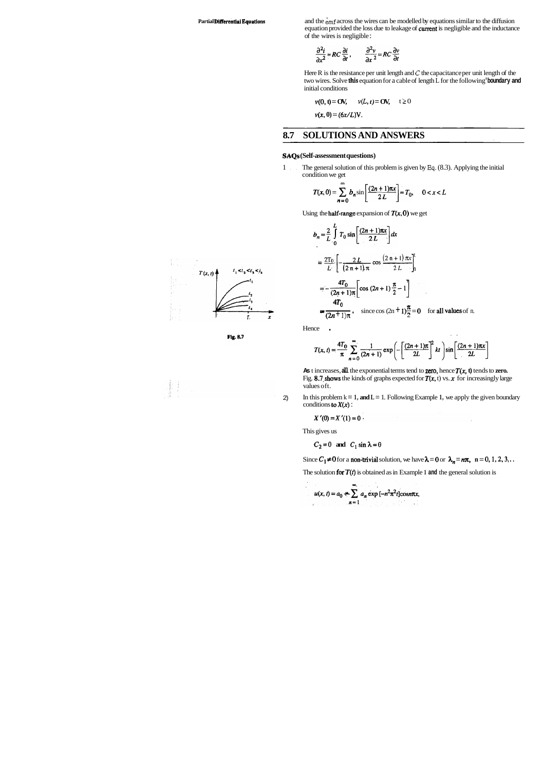and the emf across the wires can be modelled by equations similar to the diffusion equation provided the loss due to leakage of current is negligible and the inductance of the wires is negligible:

$$\frac{\partial^2 i}{\partial x^2} = RC\frac{\partial i}{\partial t}, \qquad \frac{\partial^2 v}{\partial x^2} = RC\frac{\partial v}{\partial t}$$

Here R is the resistance per unit length and $C$ the capacitance per unit length of the two wires. Solve this equation for a cable of length L for the following boundary and initial conditions

$$v(0, t) = 0V, \qquad v(L, t) = 0V, \qquad t \geq 0$$

$$v(x, 0) = (6x/L)V.$$

## 8.7 SOLUTIONS AND ANSWERS

**SAQs (Self-assessment questions)**

1) The general solution of this problem is given by Eq. (8.3). Applying the initial condition we get

$$T(x, 0) = \sum_{n=0}^{\infty} b_n \sin\left[\frac{(2n+1)\pi x}{2L}\right] = T_0, \quad 0 < x < L$$

Using the half-range expansion of $T(x, 0)$ we get

$$b_n = \frac{2}{L}\int_0^L T_0 \sin\left[\frac{(2n+1)\pi x}{2L}\right] dx$$

$$= \frac{2T_0}{L}\left[-\frac{2L}{(2n+1)\pi}\cos\frac{(2n+1)\pi x}{2L}\right]_0^L$$

$$= -\frac{4T_0}{(2n+1)\pi}\left[\cos(2n+1)\frac{\pi}{2} - 1\right]$$

$$= \frac{4T_0}{(2n+1)\pi}, \quad \text{since } \cos(2n+1)\frac{\pi}{2} = 0 \quad \text{for all values of n.}$$

Hence

$$T(x, t) = \frac{4T_0}{\pi}\sum_{n=0}^{\infty}\frac{1}{(2n+1)}\exp\left(-\left[\frac{(2n+1)\pi}{2L}\right]^2 kt\right)\sin\left[\frac{(2n+1)\pi x}{2L}\right]$$

As t increases, all the exponential terms tend to zero, hence $T(x, t)$ tends to zero. Fig. 8.7 shows the kinds of graphs expected for $T(x, t)$ vs. $x$ for increasingly large values of t.

Fig. 8.7

2) In this problem k = 1, and L = 1. Following Example 1, we apply the given boundary conditions to $X(x)$:

$$X'(0) = X'(1) = 0$$

This gives us

$$C_2 = 0 \quad \text{and} \quad C_1 \sin\lambda = 0$$

Since $C_1 \neq 0$ for a non-trivial solution, we have $\lambda = 0$ or $\lambda_n = n\pi$, n = 0, 1, 2, 3,..

The solution for $T(t)$ is obtained as in Example 1 and the general solution is

$$u(x, t) = a_0 + \sum_{n=1}^{\infty} a_n \exp\left[-n^2\pi^2 t\right]\cos n\pi x,$$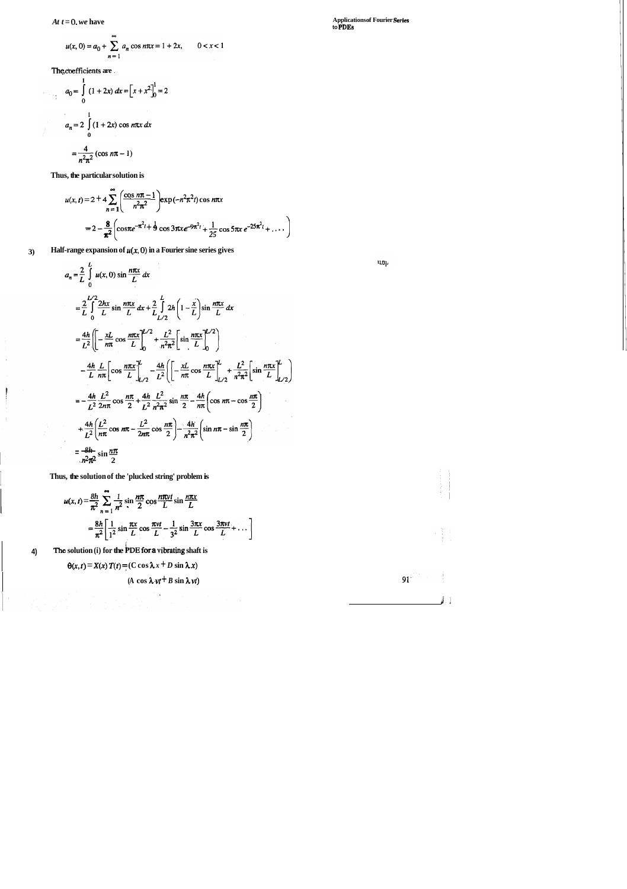At $t = 0$, we have

$$u(x, 0) = a_0 + \sum_{n=1}^{\infty} a_n \cos n\pi x = 1 + 2x, \qquad 0 < x < 1$$

The coefficients are

$$a_0 = \int_0^1 (1 + 2x)\, dx = \left[x + x^2\right]_0^1 = 2$$

$$a_n = 2\int_0^1 (1 + 2x) \cos n\pi x\, dx$$

$$= \frac{4}{n^2\pi^2}(\cos n\pi - 1)$$

Thus, the particular solution is

$$u(x, t) = 2 + 4\sum_{n=1}^{\infty}\left(\frac{\cos n\pi - 1}{n^2\pi^2}\right)\exp(-n^2\pi^2 t)\cos n\pi x$$

$$= 2 - \frac{8}{\pi^2}\left(\cos \pi x\, e^{-\pi^2 t} + \frac{1}{9}\cos 3\pi x\, e^{-9\pi^2 t} + \frac{1}{25}\cos 5\pi x\, e^{-25\pi^2 t} + \ldots\right)$$

3) Half-range expansion of $u(x, 0)$ in a Fourier sine series gives

$$a_n = \frac{2}{L}\int_0^L u(x, 0)\sin\frac{n\pi x}{L}\, dx$$

$$= \frac{2}{L}\int_0^{L/2}\frac{2hx}{L}\sin\frac{n\pi x}{L}\, dx + \frac{2}{L}\int_{L/2}^{L} 2h\left(1 - \frac{x}{L}\right)\sin\frac{n\pi x}{L}\, dx$$

$$= \frac{4h}{L^2}\left(\left[-\frac{xL}{n\pi}\cos\frac{n\pi x}{L}\right]_0^{L/2} + \frac{L^2}{n^2\pi^2}\left[\sin\frac{n\pi x}{L}\right]_0^{L/2}\right)$$

$$- \frac{4h}{L}\frac{L}{n\pi}\left[\cos\frac{n\pi x}{L}\right]_{L/2}^{L} - \frac{4h}{L^2}\left(\left[-\frac{xL}{n\pi}\cos\frac{n\pi x}{L}\right]_{L/2}^{L} + \frac{L^2}{n^2\pi^2}\left[\sin\frac{n\pi x}{L}\right]_{L/2}^{L}\right)$$

$$= -\frac{4h}{L^2}\frac{L^2}{2n\pi}\cos\frac{n\pi}{2} + \frac{4h}{L^2}\frac{L^2}{n^2\pi^2}\sin\frac{n\pi}{2} - \frac{4h}{n\pi}\left(\cos n\pi - \cos\frac{n\pi}{2}\right)$$

$$+ \frac{4h}{L^2}\left(\frac{L^2}{n\pi}\cos n\pi - \frac{L^2}{2n\pi}\cos\frac{n\pi}{2}\right) - \frac{4h}{n^2\pi^2}\left(\sin n\pi - \sin\frac{n\pi}{2}\right)$$

$$= \frac{8h}{n^2\pi^2}\sin\frac{n\pi}{2}$$

Thus, the solution of the 'plucked string' problem is

$$u(x, t) = \frac{8h}{\pi^2}\sum_{n=1}^{\infty}\frac{1}{n^2}\sin\frac{n\pi}{2}\cos\frac{n\pi vt}{L}\sin\frac{n\pi x}{L}$$

$$= \frac{8h}{\pi^2}\left[\frac{1}{1^2}\sin\frac{\pi x}{L}\cos\frac{\pi vt}{L} - \frac{1}{3^2}\sin\frac{3\pi x}{L}\cos\frac{3\pi vt}{L} + \ldots\right]$$

4) The solution (i) for the PDE for a vibrating shaft is

$$\theta(x, t) = X(x)\,T(t) = (C\cos\lambda x + D\sin\lambda x)$$

$$(A\cos\lambda vt + B\sin\lambda vt)$$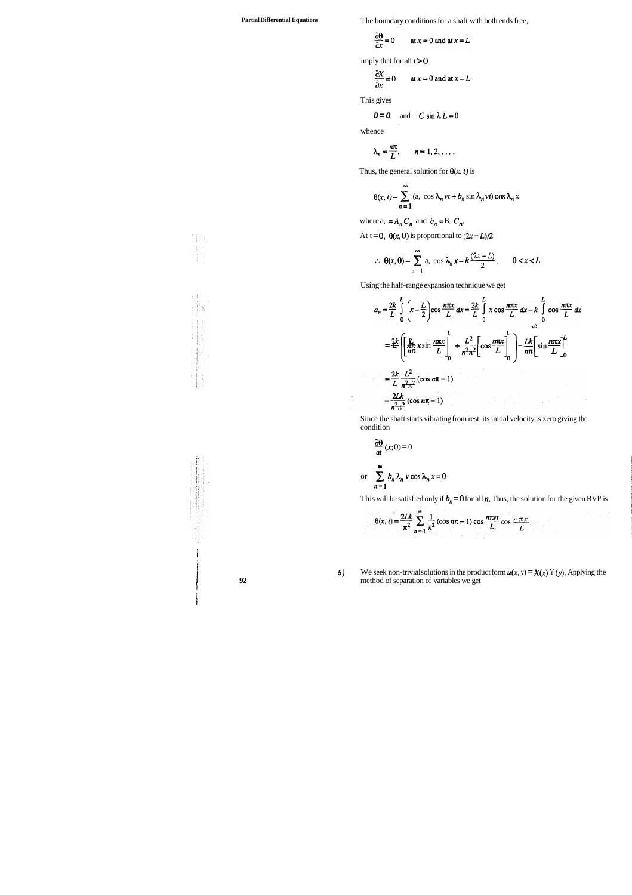The boundary conditions for a shaft with both ends free,

$$\frac{\partial \theta}{\partial x} = 0 \qquad \text{at } x = 0 \text{ and at } x = L$$

imply that for all $t > 0$

$$\frac{\partial X}{\partial x} = 0 \qquad \text{at } x = 0 \text{ and at } x = L$$

This gives

$$D = 0 \quad \text{and} \quad C \sin \lambda L = 0$$

whence

$$\lambda_n = \frac{n\pi}{L}, \qquad n = 1, 2, \ldots.$$

Thus, the general solution for $\theta(x, t)$ is

$$\theta(x, t) = \sum_{n=1}^{\infty} (a_n \cos \lambda_n vt + b_n \sin \lambda_n vt) \cos \lambda_n x$$

where $a_n = A_n C_n$ and $b_n = B_n C_n$.

At $t = 0$, $\theta(x, 0)$ is proportional to $(2x - L)/2$.

$$\therefore \; \theta(x, 0) = \sum_{n=1}^{\infty} a_n \cos \lambda_n x = k\frac{(2x - L)}{2}, \qquad 0 < x < L$$

Using the half-range expansion technique we get

$$a_n = \frac{2k}{L}\int_0^L \left(x - \frac{L}{2}\right)\cos\frac{n\pi x}{L}\,dx = \frac{2k}{L}\int_0^L x\cos\frac{n\pi x}{L}\,dx - k\int_0^L \cos\frac{n\pi x}{L}\,dx$$

$$= \frac{2k}{L}\left(\left[\frac{L}{n\pi}x\sin\frac{n\pi x}{L}\right]_0^L + \frac{L^2}{n^2\pi^2}\left[\cos\frac{n\pi x}{L}\right]_0^L\right) - \frac{Lk}{n\pi}\left[\sin\frac{n\pi x}{L}\right]_0^L$$

$$= \frac{2k}{L}\frac{L^2}{n^2\pi^2}(\cos n\pi - 1)$$

$$= \frac{2Lk}{n^2\pi^2}(\cos n\pi - 1)$$

Since the shaft starts vibrating from rest, its initial velocity is zero giving the condition

$$\frac{\partial \theta}{\partial t}(x, 0) = 0$$

$$\text{or} \quad \sum_{n=1}^{\infty} b_n \lambda_n v \cos \lambda_n x = 0$$

This will be satisfied only if $b_n = 0$ for all $n$. Thus, the solution for the given BVP is

$$\theta(x, t) = \frac{2Lk}{\pi^2}\sum_{n=1}^{\infty}\frac{1}{n^2}(\cos n\pi - 1)\cos\frac{n\pi vt}{L}\cos\frac{n\pi x}{L}.$$

5) We seek non-trivial solutions in the product form $u(x, y) = X(x)\, Y(y)$. Applying the method of separation of variables we get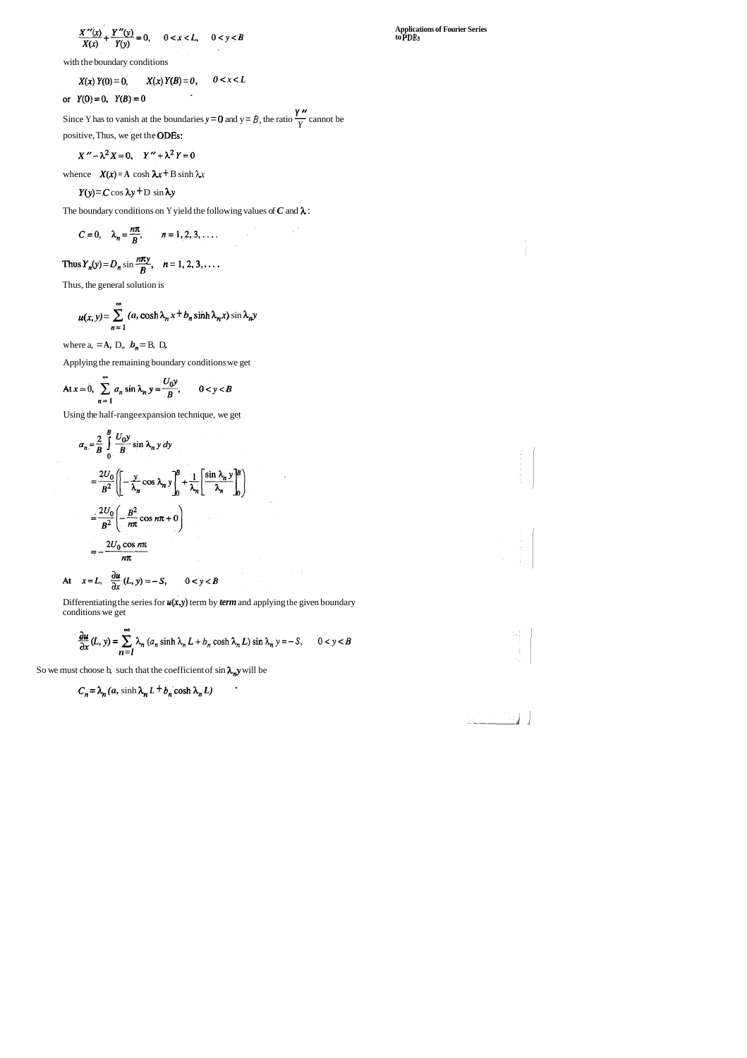$$\frac{X''(x)}{X(x)} + \frac{Y''(y)}{Y(y)} = 0, \qquad 0 < x < L, \qquad 0 < y < B$$

with the boundary conditions

$$X(x)\,Y(0) = 0, \qquad X(x)\,Y(B) = 0, \qquad 0 < x < L$$

or $Y(0) = 0, \;\; Y(B) = 0$

Since Y has to vanish at the boundaries $y = 0$ and $y = B$, the ratio $\frac{Y''}{Y}$ cannot be positive, Thus, we get the ODEs:

$$X'' - \lambda^2 X = 0, \qquad Y'' + \lambda^2 Y = 0$$

whence $\quad X(x) = A \cosh \lambda x + B \sinh \lambda x$

$$Y(y) = C \cos \lambda y + D \sin \lambda y$$

The boundary conditions on Y yield the following values of $C$ and $\lambda$:

$$C = 0, \quad \lambda_n = \frac{n\pi}{B}, \qquad n = 1, 2, 3, \ldots.$$

Thus $Y_n(y) = D_n \sin \frac{n\pi y}{B}, \quad n = 1, 2, 3, \ldots.$

Thus, the general solution is

$$u(x, y) = \sum_{n=1}^{\infty} (a_n \cosh \lambda_n x + b_n \sinh \lambda_n x) \sin \lambda_n y$$

where $a_n = A_n D_n$, $b_n = B_n D_n$

Applying the remaining boundary conditions we get

At $x = 0$, $\displaystyle\sum_{n=1}^{\infty} a_n \sin \lambda_n y = \frac{U_0 y}{B}, \qquad 0 < y < B$

Using the half-range expansion technique, we get

$$a_n = \frac{2}{B} \int_0^B \frac{U_0 y}{B} \sin \lambda_n y \, dy$$

$$= \frac{2U_0}{B^2} \left( \left[ -\frac{y}{\lambda_n} \cos \lambda_n y \right]_0^B + \frac{1}{\lambda_n} \left[ \frac{\sin \lambda_n y}{\lambda_n} \right]_0^B \right)$$

$$= \frac{2U_0}{B^2} \left( -\frac{B^2}{n\pi} \cos n\pi + 0 \right)$$

$$= -\frac{2U_0 \cos n\pi}{n\pi}$$

At $\quad x = L, \quad \frac{\partial u}{\partial x}(L, y) = -S, \qquad 0 < y < B$

Differentiating the series for $u(x,y)$ term by *term* and applying the given boundary conditions we get

$$\frac{\partial u}{\partial x}(L, y) = \sum_{n=1}^{\infty} \lambda_n (a_n \sinh \lambda_n L + b_n \cosh \lambda_n L) \sin \lambda_n y = -S, \qquad 0 < y < B$$

So we must choose $b_n$ such that the coefficient of $\sin \lambda_n y$ will be

$$C_n = \lambda_n (a_n \sinh \lambda_n L + b_n \cosh \lambda_n L)$$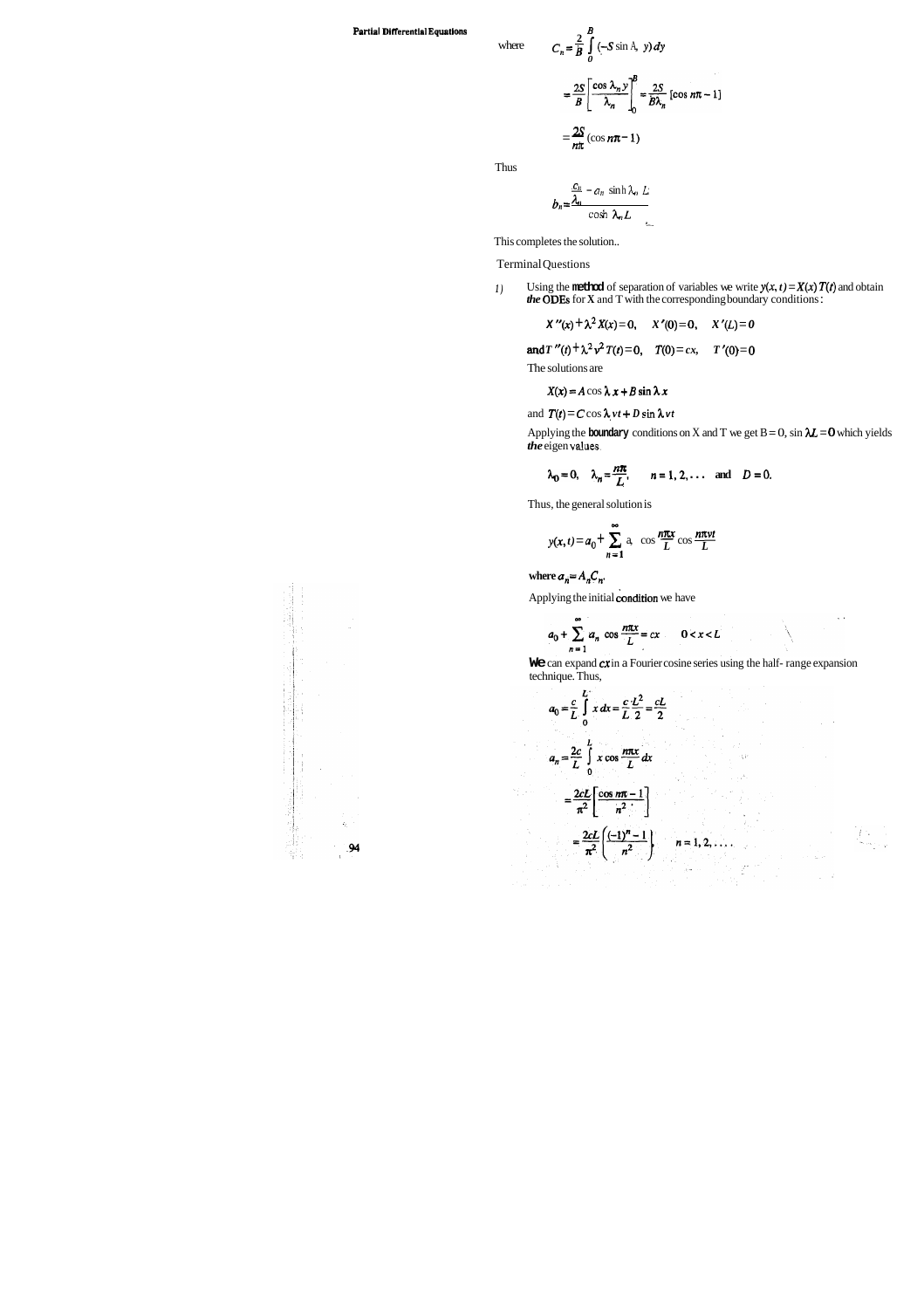where $$C_n = \frac{2}{B}\int_0^B (-S \sin \lambda_n y)\, dy$$

$$= \frac{2S}{B}\left[\frac{\cos \lambda_n y}{\lambda_n}\right]_0^B = \frac{2S}{B\lambda_n}[\cos n\pi - 1]$$

$$= \frac{2S}{n\pi}(\cos n\pi - 1)$$

Thus

$$b_n = \frac{\frac{c_n}{\lambda_n} - a_n \sinh \lambda_n L}{\cosh \lambda_n L}$$

This completes the solution..

Terminal Questions

1) Using the method of separation of variables we write $y(x, t) = X(x)\, T(t)$ and obtain the ODEs for X and T with the corresponding boundary conditions:

$$X''(x) + \lambda^2 X(x) = 0, \quad X'(0) = 0, \quad X'(L) = 0$$

and $$T''(t) + \lambda^2 v^2 T(t) = 0, \quad T(0) = cx, \quad T'(0) = 0$$

The solutions are

$$X(x) = A \cos \lambda x + B \sin \lambda x$$

and $$T(t) = C \cos \lambda vt + D \sin \lambda vt$$

Applying the boundary conditions on X and T we get B = 0, $\sin \lambda L = 0$ which yields the eigen values.

$$\lambda_0 = 0, \quad \lambda_n = \frac{n\pi}{L}, \qquad n = 1, 2, \ldots \quad \text{and} \quad D = 0.$$

Thus, the general solution is

$$y(x, t) = a_0 + \sum_{n=1}^{\infty} a_n \cos \frac{n\pi x}{L} \cos \frac{n\pi vt}{L}$$

where $a_n = A_n C_n$.

Applying the initial condition we have

$$a_0 + \sum_{n=1}^{\infty} a_n \cos \frac{n\pi x}{L} = cx \qquad 0 < x < L$$

We can expand $cx$ in a Fourier cosine series using the half- range expansion technique. Thus,

$$a_0 = \frac{c}{L}\int_0^L x\, dx = \frac{c}{L}\frac{L^2}{2} = \frac{cL}{2}$$

$$a_n = \frac{2c}{L}\int_0^L x \cos \frac{n\pi x}{L}\, dx$$

$$= \frac{2cL}{\pi^2}\left[\frac{\cos n\pi - 1}{n^2}\right]$$

$$= \frac{2cL}{\pi^2}\left(\frac{(-1)^n - 1}{n^2}\right), \qquad n = 1, 2, \ldots.$$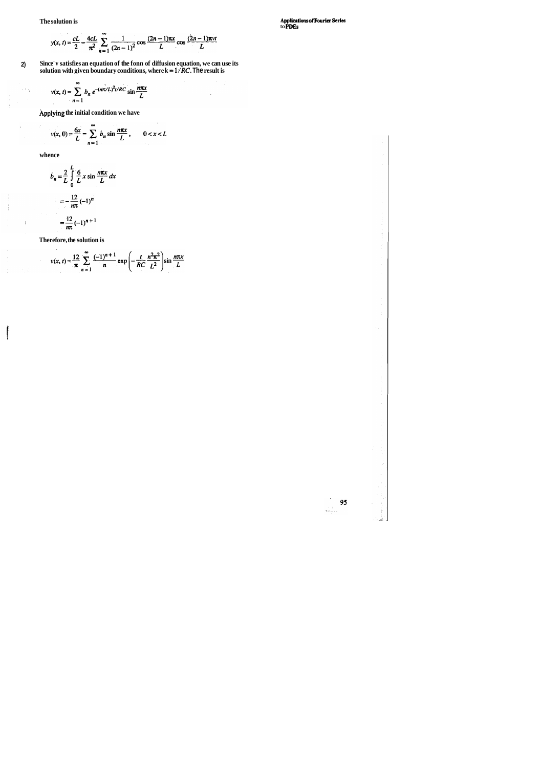The solution is

$$y(x, t) = \frac{cL}{2} - \frac{4cL}{\pi^2} \sum_{n=1}^{\infty} \frac{1}{(2n-1)^2} \cos \frac{(2n-1)\pi x}{L} \cos \frac{(2n-1)\pi vt}{L}$$

2) Since' v satisfies an equation of the fonn of diffusion equation, we can use its solution with given boundary conditions, where $k = 1/RC$. The result is

$$v(x, t) = \sum_{n=1}^{\infty} b_n \, e^{-(n\pi/L)^2 t/RC} \sin \frac{n\pi x}{L}$$

Applying the initial condition we have

$$v(x, 0) = \frac{6x}{L} = \sum_{n=1}^{\infty} b_n \sin \frac{n\pi x}{L}, \qquad 0 < x < L$$

whence

$$b_n = \frac{2}{L} \int_0^L \frac{6}{L} x \sin \frac{n\pi x}{L} \, dx$$

$$= -\frac{12}{n\pi} (-1)^n$$

$$= \frac{12}{n\pi} (-1)^{n+1}$$

Therefore, the solution is

$$v(x, t) = \frac{12}{\pi} \sum_{n=1}^{\infty} \frac{(-1)^{n+1}}{n} \exp\left(-\frac{t}{RC} \frac{n^2\pi^2}{L^2}\right) \sin \frac{n\pi x}{L}$$